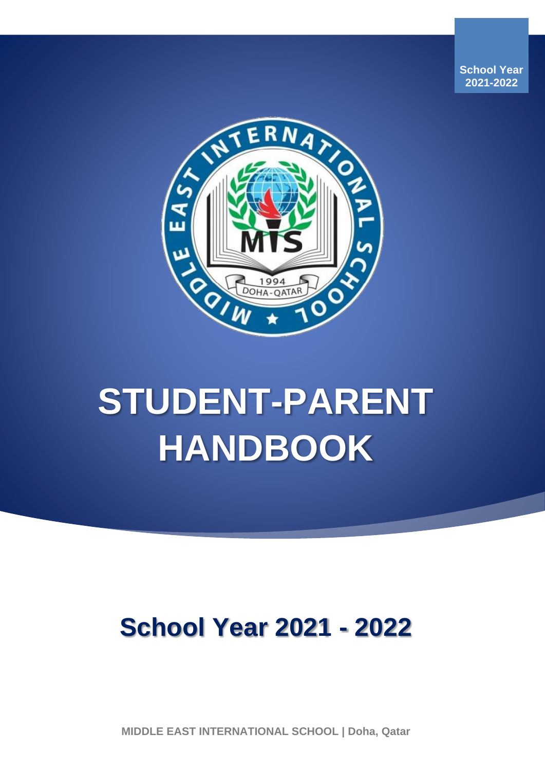School Year
2021-2022

# STUDENT-PARENT HANDBOOK

## School Year 2021 - 2022

**MIDDLE EAST INTERNATIONAL SCHOOL | Doha, Qatar**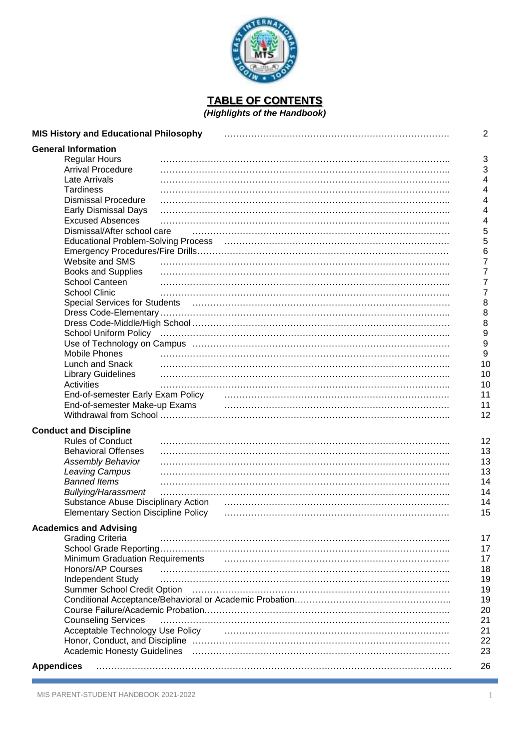# TABLE OF CONTENTS

***(Highlights of the Handbook)***

| Section | Page |
|---|---|
| **MIS History and Educational Philosophy** | 2 |
| **General Information** | |
| Regular Hours | 3 |
| Arrival Procedure | 3 |
| Late Arrivals | 4 |
| Tardiness | 4 |
| Dismissal Procedure | 4 |
| Early Dismissal Days | 4 |
| Excused Absences | 4 |
| Dismissal/After school care | 5 |
| Educational Problem-Solving Process | 5 |
| Emergency Procedures/Fire Drills | 6 |
| Website and SMS | 7 |
| Books and Supplies | 7 |
| School Canteen | 7 |
| School Clinic | 7 |
| Special Services for Students | 8 |
| Dress Code-Elementary | 8 |
| Dress Code-Middle/High School | 8 |
| School Uniform Policy | 9 |
| Use of Technology on Campus | 9 |
| Mobile Phones | 9 |
| Lunch and Snack | 10 |
| Library Guidelines | 10 |
| Activities | 10 |
| End-of-semester Early Exam Policy | 11 |
| End-of-semester Make-up Exams | 11 |
| Withdrawal from School | 12 |
| **Conduct and Discipline** | |
| Rules of Conduct | 12 |
| Behavioral Offenses | 13 |
| *Assembly Behavior* | 13 |
| *Leaving Campus* | 13 |
| *Banned Items* | 14 |
| *Bullying/Harassment* | 14 |
| Substance Abuse Disciplinary Action | 14 |
| Elementary Section Discipline Policy | 15 |
| **Academics and Advising** | |
| Grading Criteria | 17 |
| School Grade Reporting | 17 |
| Minimum Graduation Requirements | 17 |
| Honors/AP Courses | 18 |
| Independent Study | 19 |
| Summer School Credit Option | 19 |
| Conditional Acceptance/Behavioral or Academic Probation | 19 |
| Course Failure/Academic Probation | 20 |
| Counseling Services | 21 |
| Acceptable Technology Use Policy | 21 |
| Honor, Conduct, and Discipline | 22 |
| Academic Honesty Guidelines | 23 |
| **Appendices** | 26 |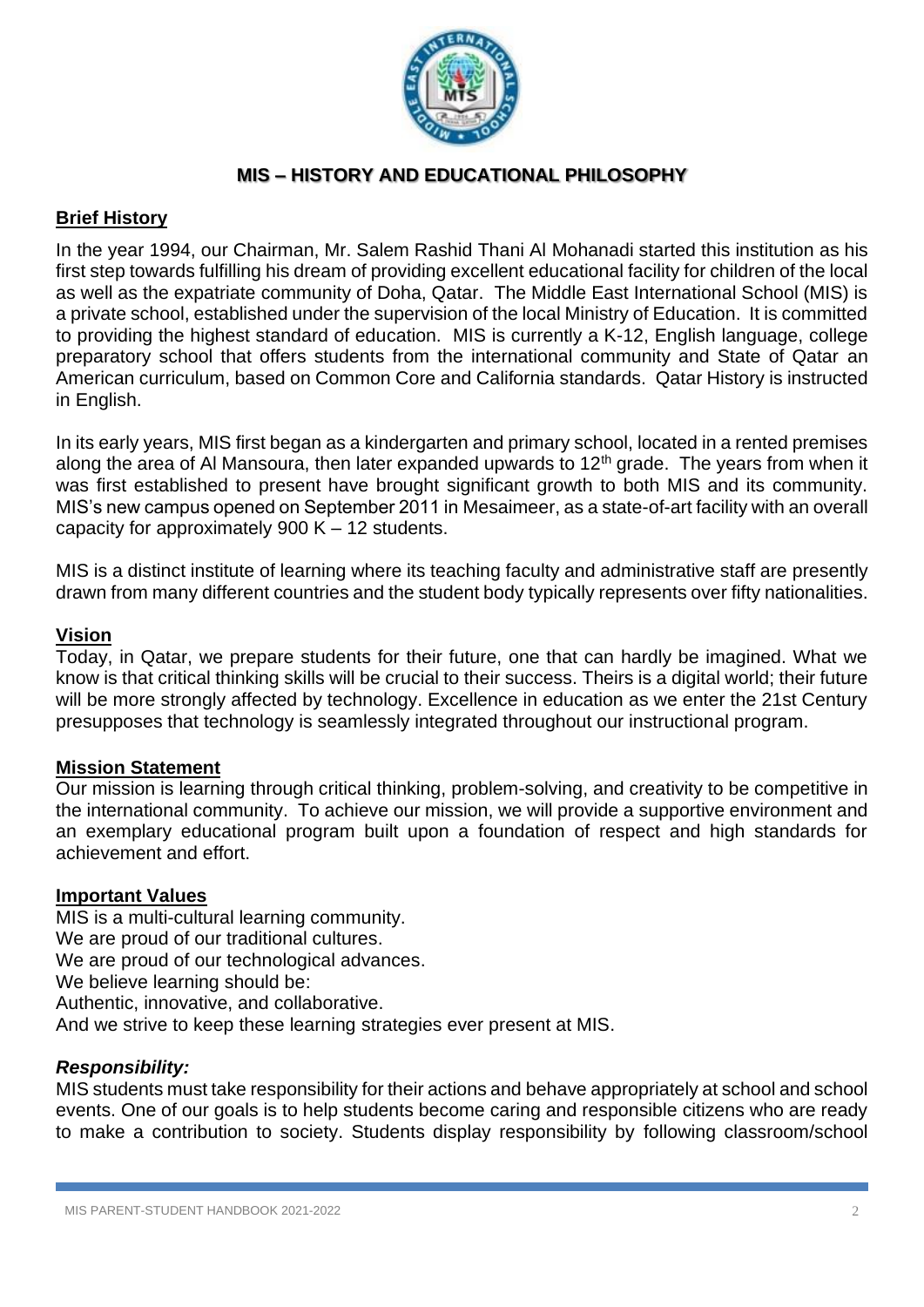# MIS – HISTORY AND EDUCATIONAL PHILOSOPHY

## Brief History

In the year 1994, our Chairman, Mr. Salem Rashid Thani Al Mohanadi started this institution as his first step towards fulfilling his dream of providing excellent educational facility for children of the local as well as the expatriate community of Doha, Qatar. The Middle East International School (MIS) is a private school, established under the supervision of the local Ministry of Education. It is committed to providing the highest standard of education. MIS is currently a K-12, English language, college preparatory school that offers students from the international community and State of Qatar an American curriculum, based on Common Core and California standards. Qatar History is instructed in English.

In its early years, MIS first began as a kindergarten and primary school, located in a rented premises along the area of Al Mansoura, then later expanded upwards to 12th grade. The years from when it was first established to present have brought significant growth to both MIS and its community. MIS's new campus opened on September 2011 in Mesaimeer, as a state-of-art facility with an overall capacity for approximately 900 K – 12 students.

MIS is a distinct institute of learning where its teaching faculty and administrative staff are presently drawn from many different countries and the student body typically represents over fifty nationalities.

## Vision

Today, in Qatar, we prepare students for their future, one that can hardly be imagined. What we know is that critical thinking skills will be crucial to their success. Theirs is a digital world; their future will be more strongly affected by technology. Excellence in education as we enter the 21st Century presupposes that technology is seamlessly integrated throughout our instructional program.

## Mission Statement

Our mission is learning through critical thinking, problem-solving, and creativity to be competitive in the international community. To achieve our mission, we will provide a supportive environment and an exemplary educational program built upon a foundation of respect and high standards for achievement and effort.

## Important Values

MIS is a multi-cultural learning community.
We are proud of our traditional cultures.
We are proud of our technological advances.
We believe learning should be:
Authentic, innovative, and collaborative.
And we strive to keep these learning strategies ever present at MIS.

### *Responsibility:*

MIS students must take responsibility for their actions and behave appropriately at school and school events. One of our goals is to help students become caring and responsible citizens who are ready to make a contribution to society. Students display responsibility by following classroom/school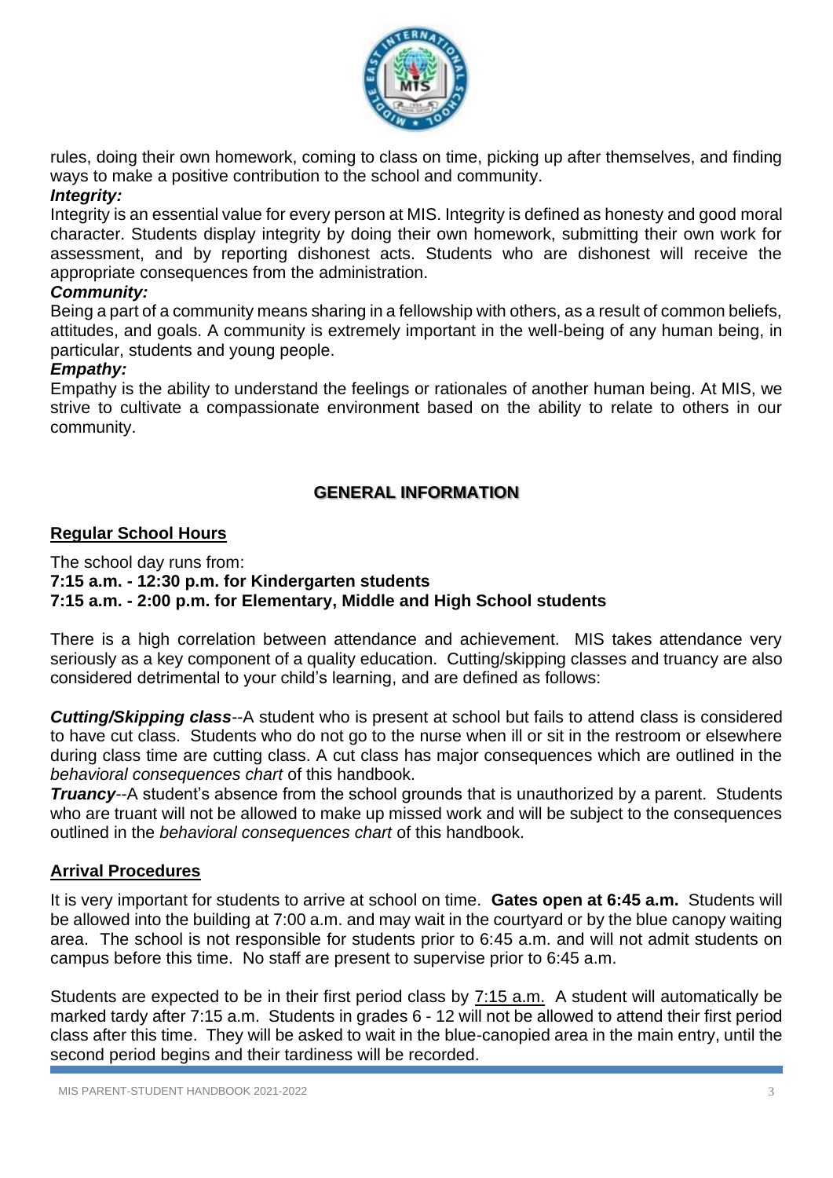rules, doing their own homework, coming to class on time, picking up after themselves, and finding ways to make a positive contribution to the school and community.

***Integrity:***

Integrity is an essential value for every person at MIS. Integrity is defined as honesty and good moral character. Students display integrity by doing their own homework, submitting their own work for assessment, and by reporting dishonest acts. Students who are dishonest will receive the appropriate consequences from the administration.

***Community:***

Being a part of a community means sharing in a fellowship with others, as a result of common beliefs, attitudes, and goals. A community is extremely important in the well-being of any human being, in particular, students and young people.

***Empathy:***

Empathy is the ability to understand the feelings or rationales of another human being. At MIS, we strive to cultivate a compassionate environment based on the ability to relate to others in our community.

## GENERAL INFORMATION

### Regular School Hours

The school day runs from:

**7:15 a.m. - 12:30 p.m. for Kindergarten students**
**7:15 a.m. - 2:00 p.m. for Elementary, Middle and High School students**

There is a high correlation between attendance and achievement. MIS takes attendance very seriously as a key component of a quality education. Cutting/skipping classes and truancy are also considered detrimental to your child's learning, and are defined as follows:

***Cutting/Skipping class***--A student who is present at school but fails to attend class is considered to have cut class. Students who do not go to the nurse when ill or sit in the restroom or elsewhere during class time are cutting class. A cut class has major consequences which are outlined in the *behavioral consequences chart* of this handbook.

***Truancy***--A student's absence from the school grounds that is unauthorized by a parent. Students who are truant will not be allowed to make up missed work and will be subject to the consequences outlined in the *behavioral consequences chart* of this handbook.

### Arrival Procedures

It is very important for students to arrive at school on time. **Gates open at 6:45 a.m.** Students will be allowed into the building at 7:00 a.m. and may wait in the courtyard or by the blue canopy waiting area. The school is not responsible for students prior to 6:45 a.m. and will not admit students on campus before this time. No staff are present to supervise prior to 6:45 a.m.

Students are expected to be in their first period class by 7:15 a.m. A student will automatically be marked tardy after 7:15 a.m. Students in grades 6 - 12 will not be allowed to attend their first period class after this time. They will be asked to wait in the blue-canopied area in the main entry, until the second period begins and their tardiness will be recorded.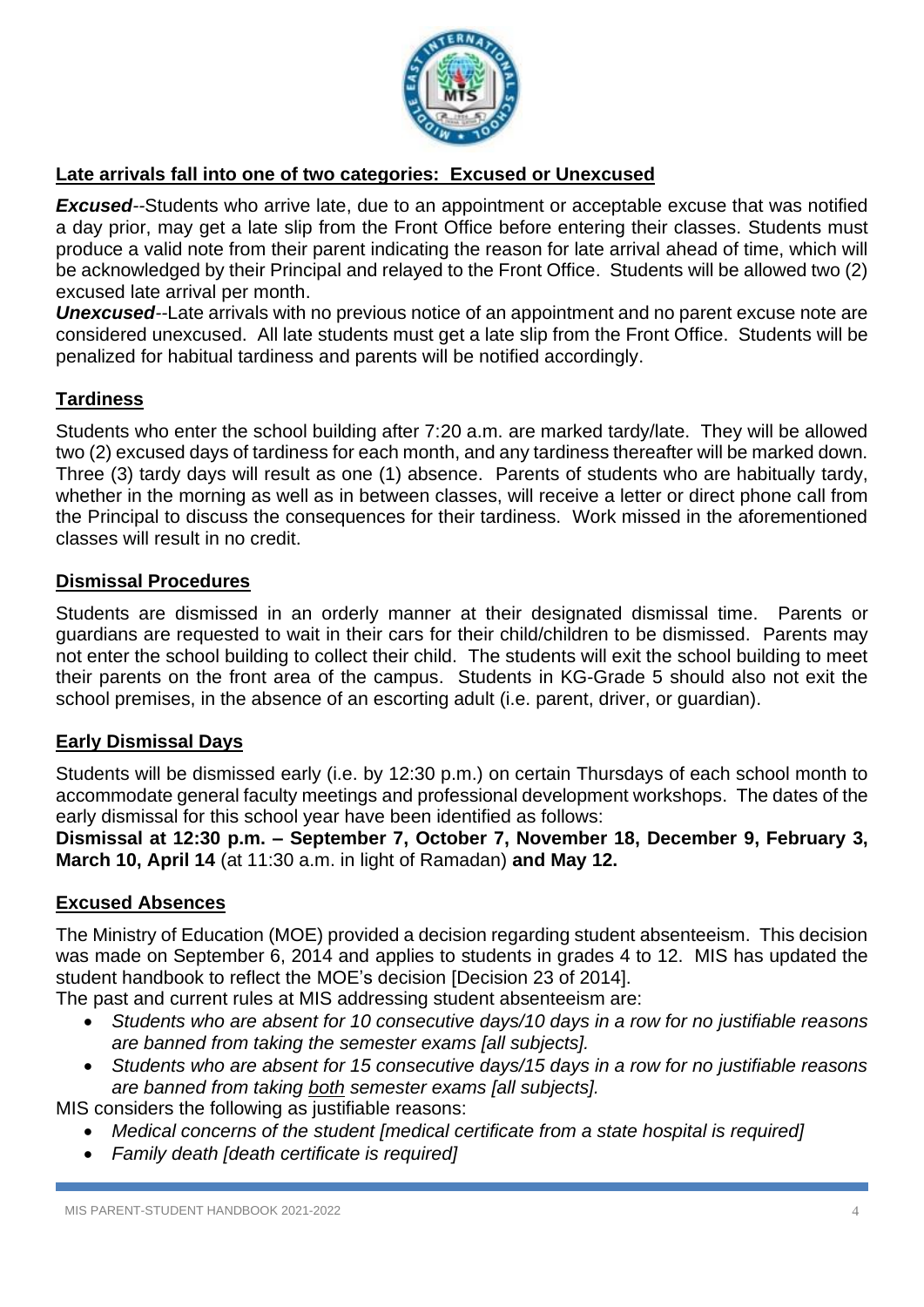## Late arrivals fall into one of two categories: Excused or Unexcused

***Excused***--Students who arrive late, due to an appointment or acceptable excuse that was notified a day prior, may get a late slip from the Front Office before entering their classes. Students must produce a valid note from their parent indicating the reason for late arrival ahead of time, which will be acknowledged by their Principal and relayed to the Front Office. Students will be allowed two (2) excused late arrival per month.

***Unexcused***--Late arrivals with no previous notice of an appointment and no parent excuse note are considered unexcused. All late students must get a late slip from the Front Office. Students will be penalized for habitual tardiness and parents will be notified accordingly.

## Tardiness

Students who enter the school building after 7:20 a.m. are marked tardy/late. They will be allowed two (2) excused days of tardiness for each month, and any tardiness thereafter will be marked down. Three (3) tardy days will result as one (1) absence. Parents of students who are habitually tardy, whether in the morning as well as in between classes, will receive a letter or direct phone call from the Principal to discuss the consequences for their tardiness. Work missed in the aforementioned classes will result in no credit.

## Dismissal Procedures

Students are dismissed in an orderly manner at their designated dismissal time. Parents or guardians are requested to wait in their cars for their child/children to be dismissed. Parents may not enter the school building to collect their child. The students will exit the school building to meet their parents on the front area of the campus. Students in KG-Grade 5 should also not exit the school premises, in the absence of an escorting adult (i.e. parent, driver, or guardian).

## Early Dismissal Days

Students will be dismissed early (i.e. by 12:30 p.m.) on certain Thursdays of each school month to accommodate general faculty meetings and professional development workshops. The dates of the early dismissal for this school year have been identified as follows:

**Dismissal at 12:30 p.m. – September 7, October 7, November 18, December 9, February 3, March 10, April 14** (at 11:30 a.m. in light of Ramadan) **and May 12.**

## Excused Absences

The Ministry of Education (MOE) provided a decision regarding student absenteeism. This decision was made on September 6, 2014 and applies to students in grades 4 to 12. MIS has updated the student handbook to reflect the MOE's decision [Decision 23 of 2014].

The past and current rules at MIS addressing student absenteeism are:

- *Students who are absent for 10 consecutive days/10 days in a row for no justifiable reasons are banned from taking the semester exams [all subjects].*
- *Students who are absent for 15 consecutive days/15 days in a row for no justifiable reasons are banned from taking <u>both</u> semester exams [all subjects].*

MIS considers the following as justifiable reasons:

- *Medical concerns of the student [medical certificate from a state hospital is required]*
- *Family death [death certificate is required]*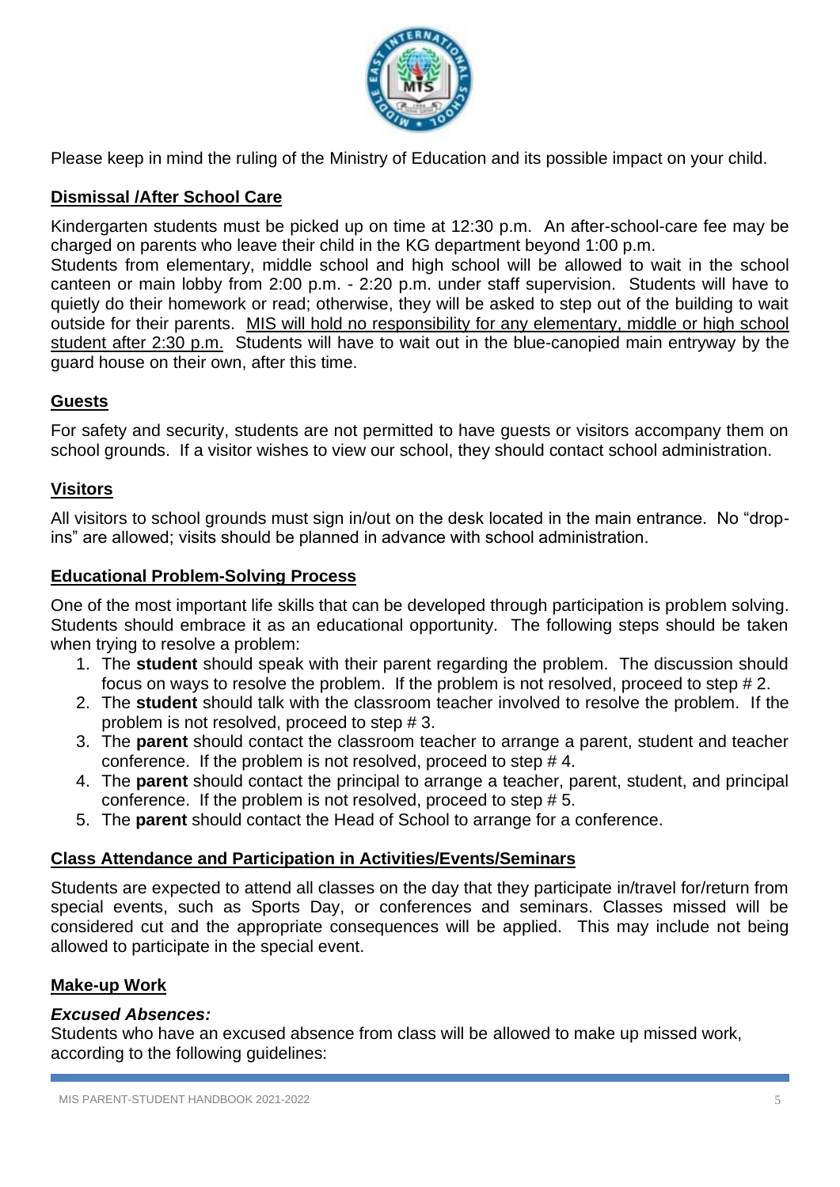Please keep in mind the ruling of the Ministry of Education and its possible impact on your child.

## Dismissal /After School Care

Kindergarten students must be picked up on time at 12:30 p.m. An after-school-care fee may be charged on parents who leave their child in the KG department beyond 1:00 p.m.
Students from elementary, middle school and high school will be allowed to wait in the school canteen or main lobby from 2:00 p.m. - 2:20 p.m. under staff supervision. Students will have to quietly do their homework or read; otherwise, they will be asked to step out of the building to wait outside for their parents. <u>MIS will hold no responsibility for any elementary, middle or high school student after 2:30 p.m.</u> Students will have to wait out in the blue-canopied main entryway by the guard house on their own, after this time.

## Guests

For safety and security, students are not permitted to have guests or visitors accompany them on school grounds. If a visitor wishes to view our school, they should contact school administration.

## Visitors

All visitors to school grounds must sign in/out on the desk located in the main entrance. No "drop-ins" are allowed; visits should be planned in advance with school administration.

## Educational Problem-Solving Process

One of the most important life skills that can be developed through participation is problem solving. Students should embrace it as an educational opportunity. The following steps should be taken when trying to resolve a problem:

1. The **student** should speak with their parent regarding the problem. The discussion should focus on ways to resolve the problem. If the problem is not resolved, proceed to step # 2.
2. The **student** should talk with the classroom teacher involved to resolve the problem. If the problem is not resolved, proceed to step # 3.
3. The **parent** should contact the classroom teacher to arrange a parent, student and teacher conference. If the problem is not resolved, proceed to step # 4.
4. The **parent** should contact the principal to arrange a teacher, parent, student, and principal conference. If the problem is not resolved, proceed to step # 5.
5. The **parent** should contact the Head of School to arrange for a conference.

## Class Attendance and Participation in Activities/Events/Seminars

Students are expected to attend all classes on the day that they participate in/travel for/return from special events, such as Sports Day, or conferences and seminars. Classes missed will be considered cut and the appropriate consequences will be applied. This may include not being allowed to participate in the special event.

## Make-up Work

### *Excused Absences:*

Students who have an excused absence from class will be allowed to make up missed work, according to the following guidelines: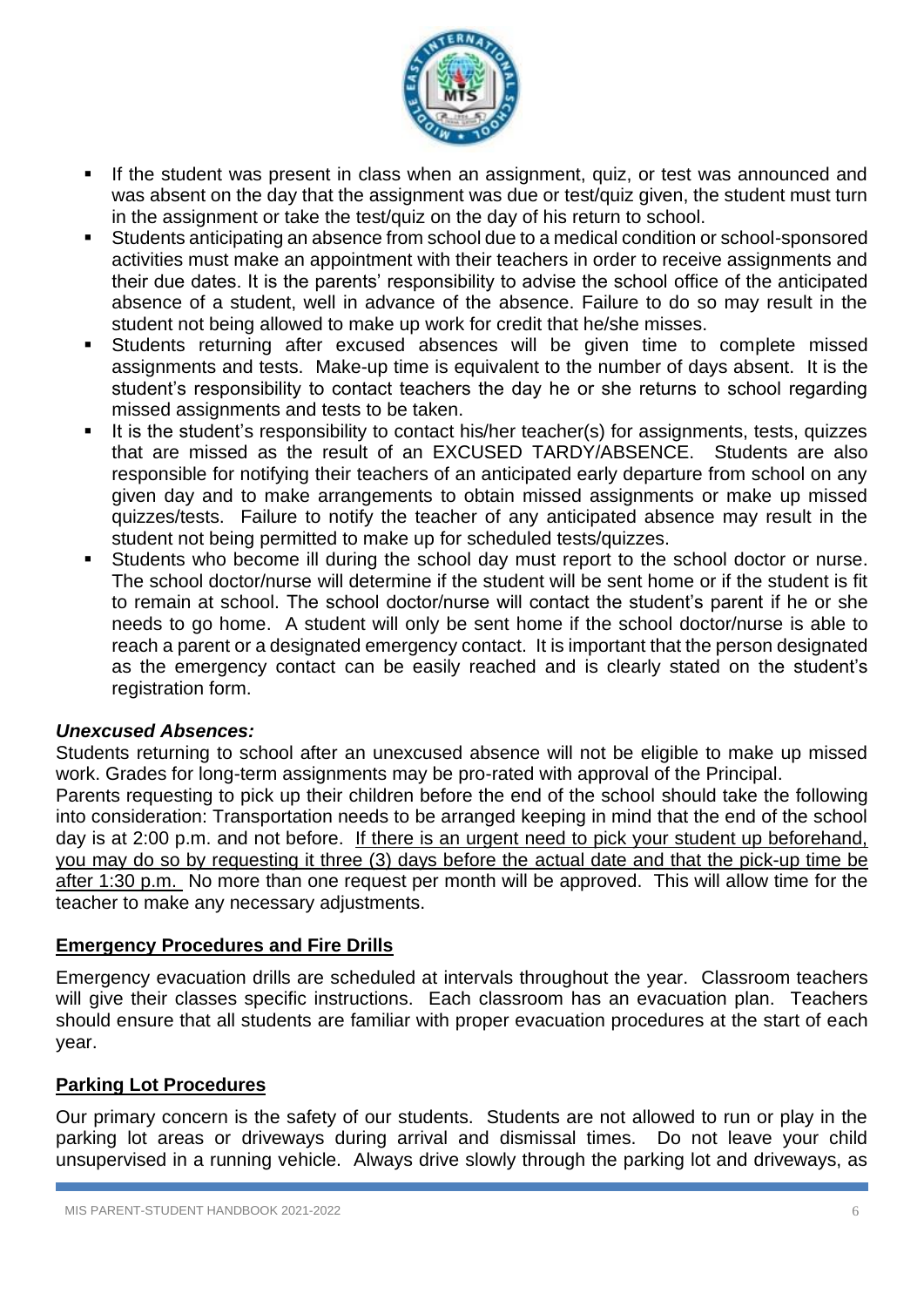- If the student was present in class when an assignment, quiz, or test was announced and was absent on the day that the assignment was due or test/quiz given, the student must turn in the assignment or take the test/quiz on the day of his return to school.
- Students anticipating an absence from school due to a medical condition or school-sponsored activities must make an appointment with their teachers in order to receive assignments and their due dates. It is the parents' responsibility to advise the school office of the anticipated absence of a student, well in advance of the absence. Failure to do so may result in the student not being allowed to make up work for credit that he/she misses.
- Students returning after excused absences will be given time to complete missed assignments and tests. Make-up time is equivalent to the number of days absent. It is the student's responsibility to contact teachers the day he or she returns to school regarding missed assignments and tests to be taken.
- It is the student's responsibility to contact his/her teacher(s) for assignments, tests, quizzes that are missed as the result of an EXCUSED TARDY/ABSENCE. Students are also responsible for notifying their teachers of an anticipated early departure from school on any given day and to make arrangements to obtain missed assignments or make up missed quizzes/tests. Failure to notify the teacher of any anticipated absence may result in the student not being permitted to make up for scheduled tests/quizzes.
- Students who become ill during the school day must report to the school doctor or nurse. The school doctor/nurse will determine if the student will be sent home or if the student is fit to remain at school. The school doctor/nurse will contact the student's parent if he or she needs to go home. A student will only be sent home if the school doctor/nurse is able to reach a parent or a designated emergency contact. It is important that the person designated as the emergency contact can be easily reached and is clearly stated on the student's registration form.

***Unexcused Absences:***

Students returning to school after an unexcused absence will not be eligible to make up missed work. Grades for long-term assignments may be pro-rated with approval of the Principal.

Parents requesting to pick up their children before the end of the school should take the following into consideration: Transportation needs to be arranged keeping in mind that the end of the school day is at 2:00 p.m. and not before. If there is an urgent need to pick your student up beforehand, you may do so by requesting it three (3) days before the actual date and that the pick-up time be after 1:30 p.m. No more than one request per month will be approved. This will allow time for the teacher to make any necessary adjustments.

## Emergency Procedures and Fire Drills

Emergency evacuation drills are scheduled at intervals throughout the year. Classroom teachers will give their classes specific instructions. Each classroom has an evacuation plan. Teachers should ensure that all students are familiar with proper evacuation procedures at the start of each year.

## Parking Lot Procedures

Our primary concern is the safety of our students. Students are not allowed to run or play in the parking lot areas or driveways during arrival and dismissal times. Do not leave your child unsupervised in a running vehicle. Always drive slowly through the parking lot and driveways, as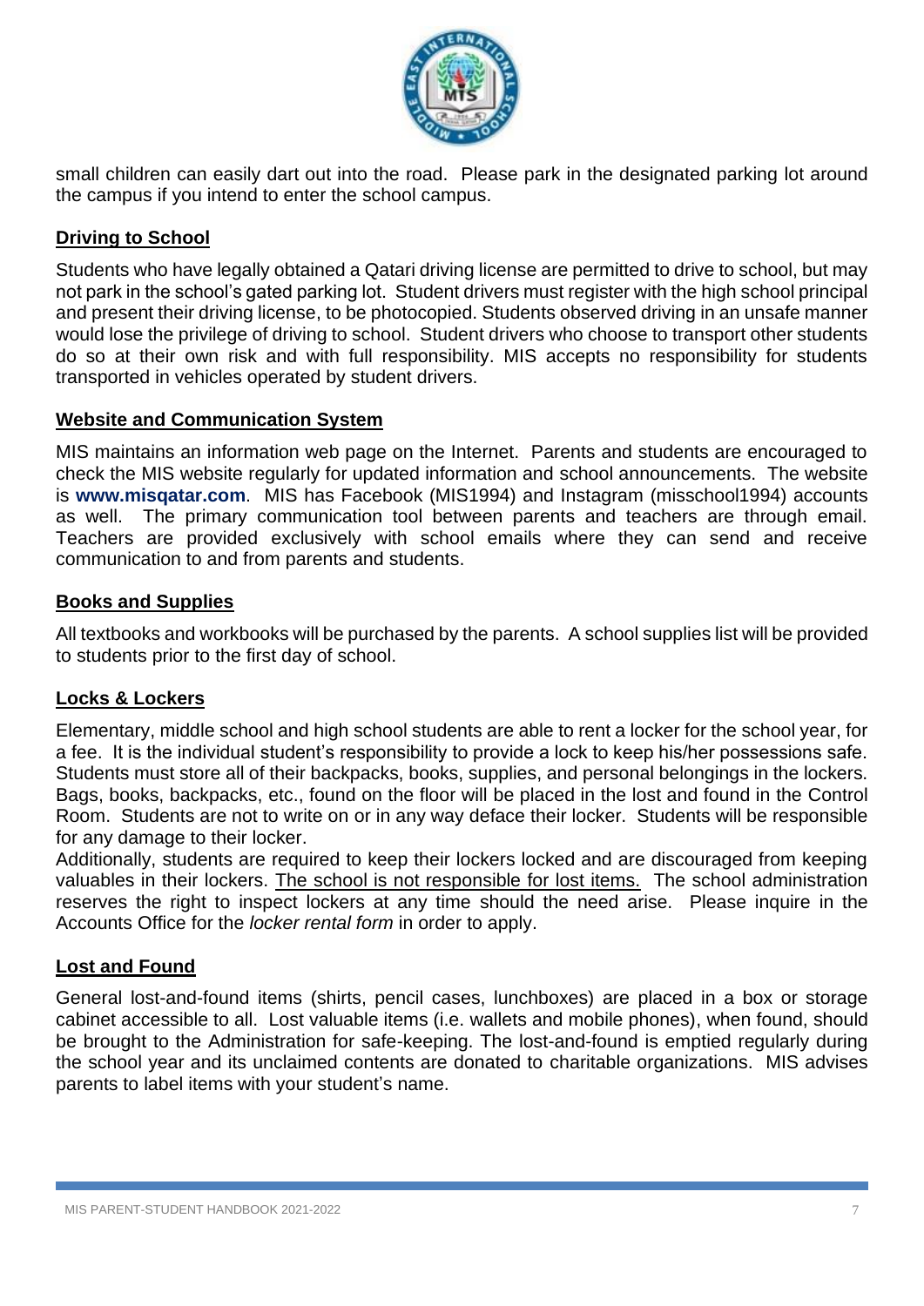small children can easily dart out into the road. Please park in the designated parking lot around the campus if you intend to enter the school campus.

## Driving to School

Students who have legally obtained a Qatari driving license are permitted to drive to school, but may not park in the school's gated parking lot. Student drivers must register with the high school principal and present their driving license, to be photocopied. Students observed driving in an unsafe manner would lose the privilege of driving to school. Student drivers who choose to transport other students do so at their own risk and with full responsibility. MIS accepts no responsibility for students transported in vehicles operated by student drivers.

## Website and Communication System

MIS maintains an information web page on the Internet. Parents and students are encouraged to check the MIS website regularly for updated information and school announcements. The website is **www.misqatar.com**. MIS has Facebook (MIS1994) and Instagram (misschool1994) accounts as well. The primary communication tool between parents and teachers are through email. Teachers are provided exclusively with school emails where they can send and receive communication to and from parents and students.

## Books and Supplies

All textbooks and workbooks will be purchased by the parents. A school supplies list will be provided to students prior to the first day of school.

## Locks & Lockers

Elementary, middle school and high school students are able to rent a locker for the school year, for a fee. It is the individual student's responsibility to provide a lock to keep his/her possessions safe. Students must store all of their backpacks, books, supplies, and personal belongings in the lockers. Bags, books, backpacks, etc., found on the floor will be placed in the lost and found in the Control Room. Students are not to write on or in any way deface their locker. Students will be responsible for any damage to their locker.

Additionally, students are required to keep their lockers locked and are discouraged from keeping valuables in their lockers. The school is not responsible for lost items. The school administration reserves the right to inspect lockers at any time should the need arise. Please inquire in the Accounts Office for the *locker rental form* in order to apply.

## Lost and Found

General lost-and-found items (shirts, pencil cases, lunchboxes) are placed in a box or storage cabinet accessible to all. Lost valuable items (i.e. wallets and mobile phones), when found, should be brought to the Administration for safe-keeping. The lost-and-found is emptied regularly during the school year and its unclaimed contents are donated to charitable organizations. MIS advises parents to label items with your student's name.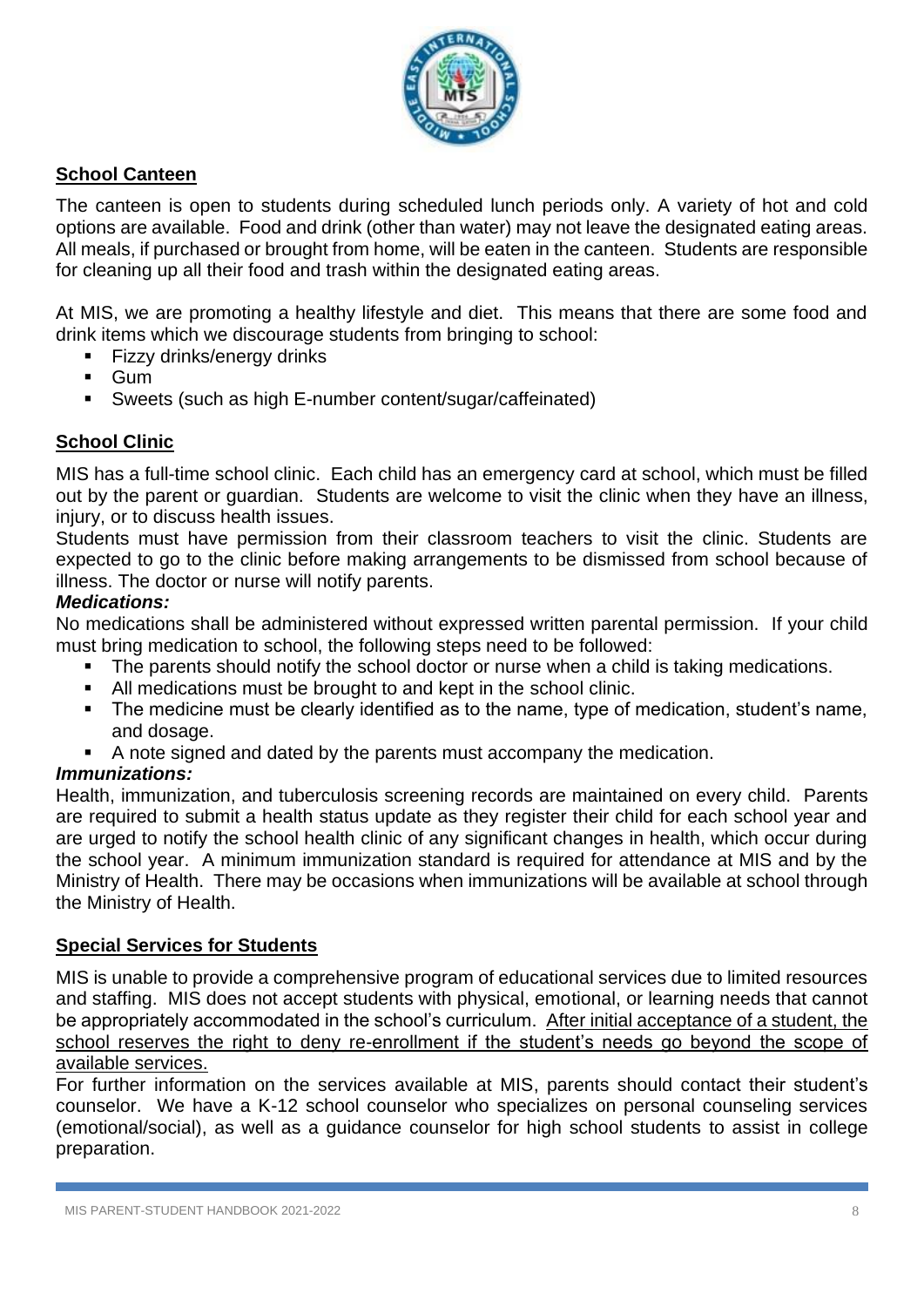## School Canteen

The canteen is open to students during scheduled lunch periods only. A variety of hot and cold options are available. Food and drink (other than water) may not leave the designated eating areas. All meals, if purchased or brought from home, will be eaten in the canteen. Students are responsible for cleaning up all their food and trash within the designated eating areas.

At MIS, we are promoting a healthy lifestyle and diet. This means that there are some food and drink items which we discourage students from bringing to school:

- Fizzy drinks/energy drinks
- Gum
- Sweets (such as high E-number content/sugar/caffeinated)

## School Clinic

MIS has a full-time school clinic. Each child has an emergency card at school, which must be filled out by the parent or guardian. Students are welcome to visit the clinic when they have an illness, injury, or to discuss health issues.

Students must have permission from their classroom teachers to visit the clinic. Students are expected to go to the clinic before making arrangements to be dismissed from school because of illness. The doctor or nurse will notify parents.

***Medications:***

No medications shall be administered without expressed written parental permission. If your child must bring medication to school, the following steps need to be followed:

- The parents should notify the school doctor or nurse when a child is taking medications.
- All medications must be brought to and kept in the school clinic.
- The medicine must be clearly identified as to the name, type of medication, student's name, and dosage.
- A note signed and dated by the parents must accompany the medication.

***Immunizations:***

Health, immunization, and tuberculosis screening records are maintained on every child. Parents are required to submit a health status update as they register their child for each school year and are urged to notify the school health clinic of any significant changes in health, which occur during the school year. A minimum immunization standard is required for attendance at MIS and by the Ministry of Health. There may be occasions when immunizations will be available at school through the Ministry of Health.

## Special Services for Students

MIS is unable to provide a comprehensive program of educational services due to limited resources and staffing. MIS does not accept students with physical, emotional, or learning needs that cannot be appropriately accommodated in the school's curriculum. <u>After initial acceptance of a student, the school reserves the right to deny re-enrollment if the student's needs go beyond the scope of available services.</u>

For further information on the services available at MIS, parents should contact their student's counselor. We have a K-12 school counselor who specializes on personal counseling services (emotional/social), as well as a guidance counselor for high school students to assist in college preparation.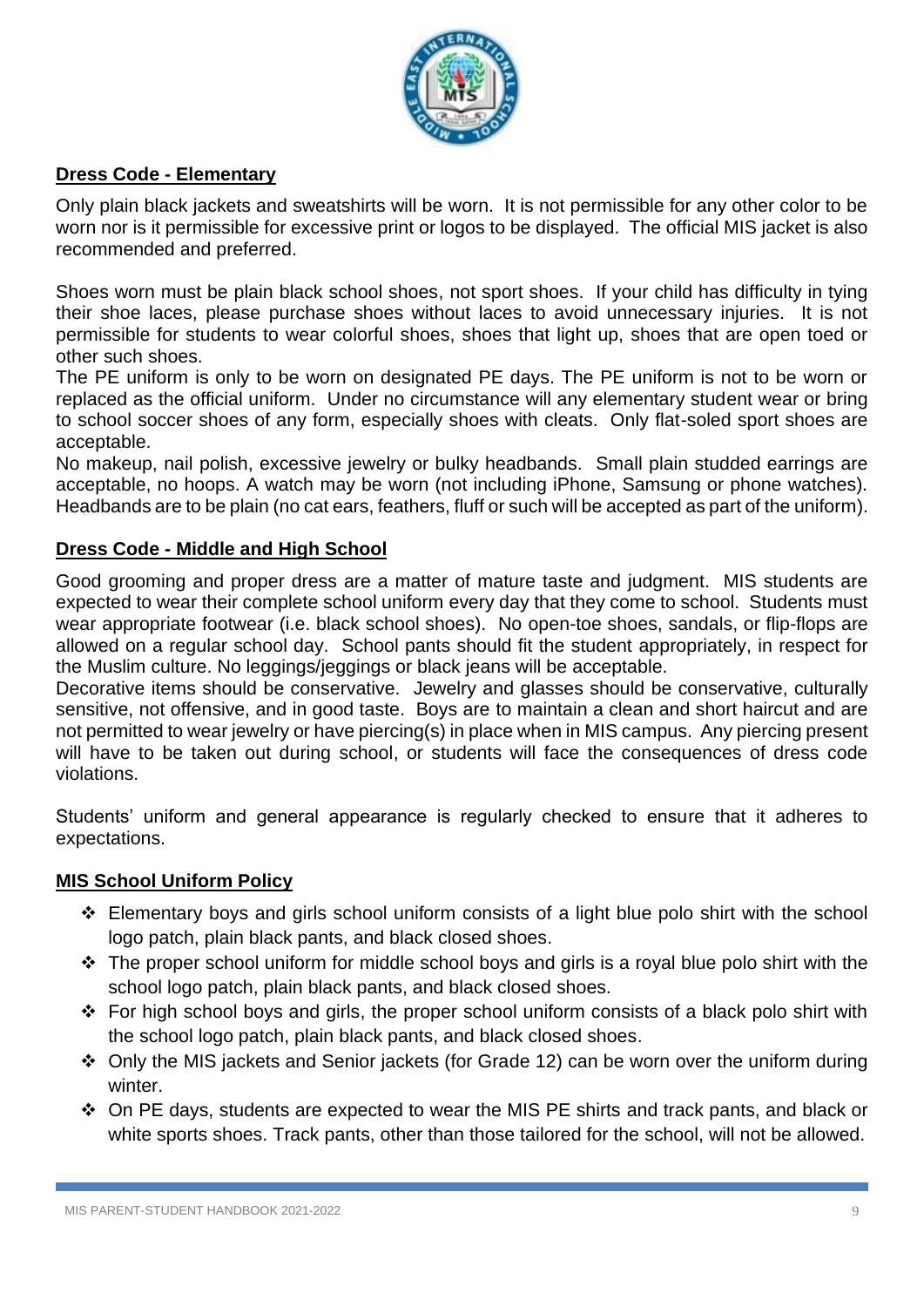## Dress Code - Elementary

Only plain black jackets and sweatshirts will be worn. It is not permissible for any other color to be worn nor is it permissible for excessive print or logos to be displayed. The official MIS jacket is also recommended and preferred.

Shoes worn must be plain black school shoes, not sport shoes. If your child has difficulty in tying their shoe laces, please purchase shoes without laces to avoid unnecessary injuries. It is not permissible for students to wear colorful shoes, shoes that light up, shoes that are open toed or other such shoes.

The PE uniform is only to be worn on designated PE days. The PE uniform is not to be worn or replaced as the official uniform. Under no circumstance will any elementary student wear or bring to school soccer shoes of any form, especially shoes with cleats. Only flat-soled sport shoes are acceptable.

No makeup, nail polish, excessive jewelry or bulky headbands. Small plain studded earrings are acceptable, no hoops. A watch may be worn (not including iPhone, Samsung or phone watches). Headbands are to be plain (no cat ears, feathers, fluff or such will be accepted as part of the uniform).

## Dress Code - Middle and High School

Good grooming and proper dress are a matter of mature taste and judgment. MIS students are expected to wear their complete school uniform every day that they come to school. Students must wear appropriate footwear (i.e. black school shoes). No open-toe shoes, sandals, or flip-flops are allowed on a regular school day. School pants should fit the student appropriately, in respect for the Muslim culture. No leggings/jeggings or black jeans will be acceptable.

Decorative items should be conservative. Jewelry and glasses should be conservative, culturally sensitive, not offensive, and in good taste. Boys are to maintain a clean and short haircut and are not permitted to wear jewelry or have piercing(s) in place when in MIS campus. Any piercing present will have to be taken out during school, or students will face the consequences of dress code violations.

Students' uniform and general appearance is regularly checked to ensure that it adheres to expectations.

## MIS School Uniform Policy

- Elementary boys and girls school uniform consists of a light blue polo shirt with the school logo patch, plain black pants, and black closed shoes.
- The proper school uniform for middle school boys and girls is a royal blue polo shirt with the school logo patch, plain black pants, and black closed shoes.
- For high school boys and girls, the proper school uniform consists of a black polo shirt with the school logo patch, plain black pants, and black closed shoes.
- Only the MIS jackets and Senior jackets (for Grade 12) can be worn over the uniform during winter.
- On PE days, students are expected to wear the MIS PE shirts and track pants, and black or white sports shoes. Track pants, other than those tailored for the school, will not be allowed.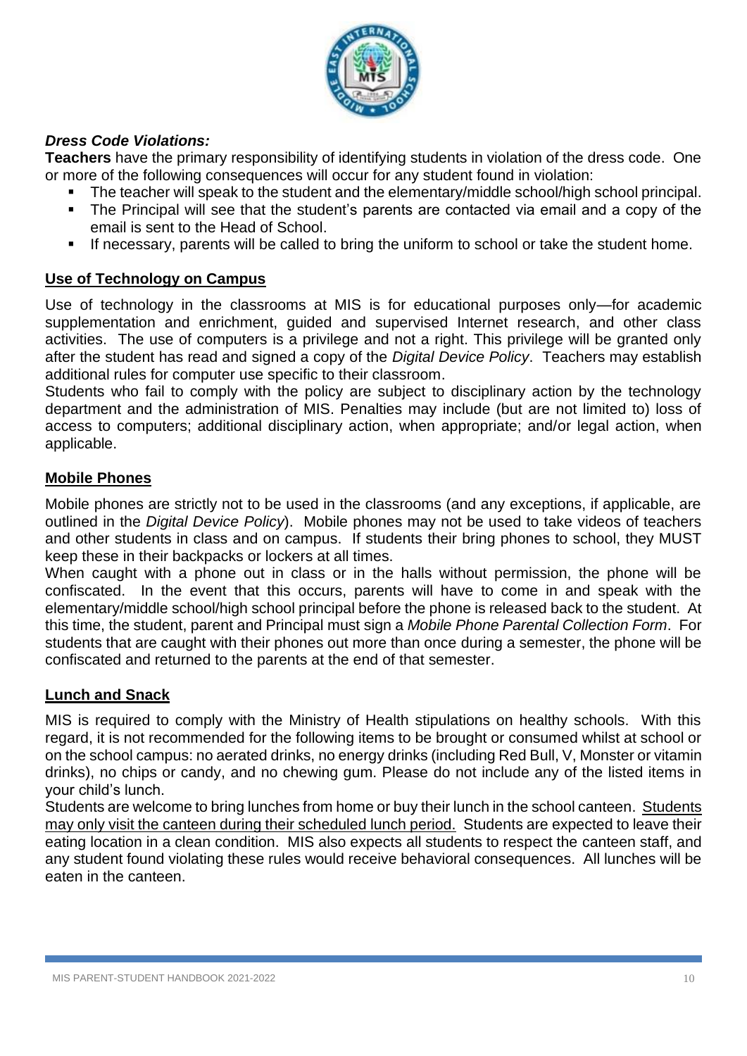***Dress Code Violations:***

**Teachers** have the primary responsibility of identifying students in violation of the dress code. One or more of the following consequences will occur for any student found in violation:

- The teacher will speak to the student and the elementary/middle school/high school principal.
- The Principal will see that the student's parents are contacted via email and a copy of the email is sent to the Head of School.
- If necessary, parents will be called to bring the uniform to school or take the student home.

## <u>Use of Technology on Campus</u>

Use of technology in the classrooms at MIS is for educational purposes only—for academic supplementation and enrichment, guided and supervised Internet research, and other class activities. The use of computers is a privilege and not a right. This privilege will be granted only after the student has read and signed a copy of the *Digital Device Policy*. Teachers may establish additional rules for computer use specific to their classroom.

Students who fail to comply with the policy are subject to disciplinary action by the technology department and the administration of MIS. Penalties may include (but are not limited to) loss of access to computers; additional disciplinary action, when appropriate; and/or legal action, when applicable.

## <u>Mobile Phones</u>

Mobile phones are strictly not to be used in the classrooms (and any exceptions, if applicable, are outlined in the *Digital Device Policy*). Mobile phones may not be used to take videos of teachers and other students in class and on campus. If students their bring phones to school, they MUST keep these in their backpacks or lockers at all times.

When caught with a phone out in class or in the halls without permission, the phone will be confiscated. In the event that this occurs, parents will have to come in and speak with the elementary/middle school/high school principal before the phone is released back to the student. At this time, the student, parent and Principal must sign a *Mobile Phone Parental Collection Form*. For students that are caught with their phones out more than once during a semester, the phone will be confiscated and returned to the parents at the end of that semester.

## <u>Lunch and Snack</u>

MIS is required to comply with the Ministry of Health stipulations on healthy schools. With this regard, it is not recommended for the following items to be brought or consumed whilst at school or on the school campus: no aerated drinks, no energy drinks (including Red Bull, V, Monster or vitamin drinks), no chips or candy, and no chewing gum. Please do not include any of the listed items in your child's lunch.

Students are welcome to bring lunches from home or buy their lunch in the school canteen. <u>Students may only visit the canteen during their scheduled lunch period.</u> Students are expected to leave their eating location in a clean condition. MIS also expects all students to respect the canteen staff, and any student found violating these rules would receive behavioral consequences. All lunches will be eaten in the canteen.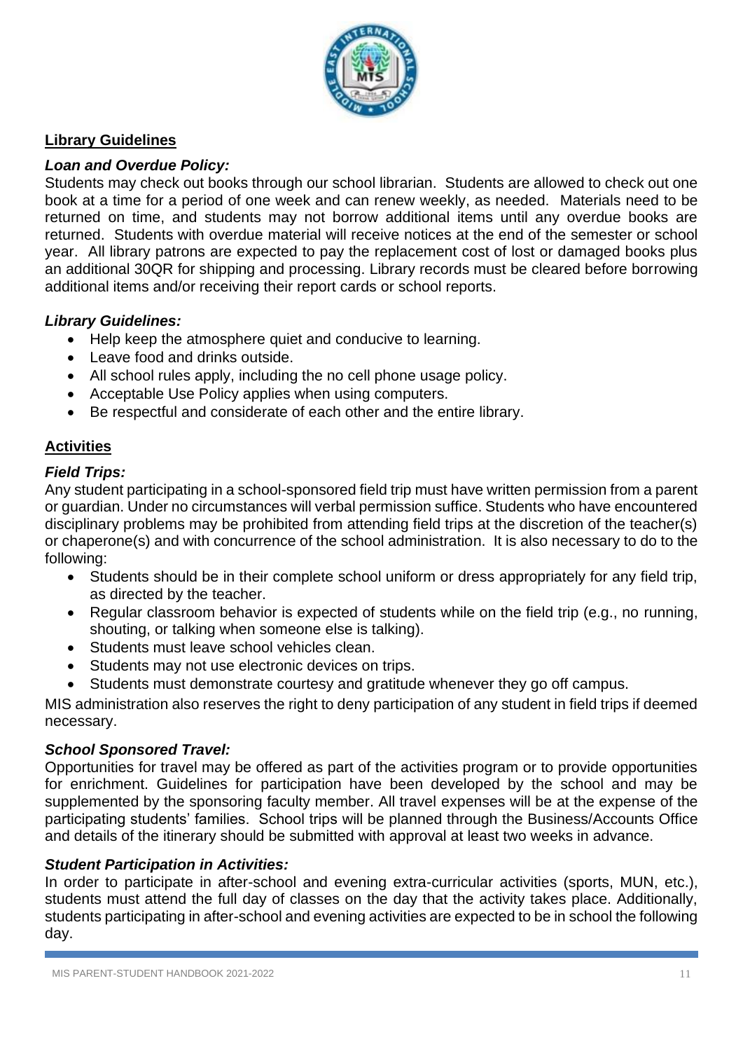## Library Guidelines

### *Loan and Overdue Policy:*

Students may check out books through our school librarian. Students are allowed to check out one book at a time for a period of one week and can renew weekly, as needed. Materials need to be returned on time, and students may not borrow additional items until any overdue books are returned. Students with overdue material will receive notices at the end of the semester or school year. All library patrons are expected to pay the replacement cost of lost or damaged books plus an additional 30QR for shipping and processing. Library records must be cleared before borrowing additional items and/or receiving their report cards or school reports.

### *Library Guidelines:*

- Help keep the atmosphere quiet and conducive to learning.
- Leave food and drinks outside.
- All school rules apply, including the no cell phone usage policy.
- Acceptable Use Policy applies when using computers.
- Be respectful and considerate of each other and the entire library.

## Activities

### *Field Trips:*

Any student participating in a school-sponsored field trip must have written permission from a parent or guardian. Under no circumstances will verbal permission suffice. Students who have encountered disciplinary problems may be prohibited from attending field trips at the discretion of the teacher(s) or chaperone(s) and with concurrence of the school administration. It is also necessary to do to the following:

- Students should be in their complete school uniform or dress appropriately for any field trip, as directed by the teacher.
- Regular classroom behavior is expected of students while on the field trip (e.g., no running, shouting, or talking when someone else is talking).
- Students must leave school vehicles clean.
- Students may not use electronic devices on trips.
- Students must demonstrate courtesy and gratitude whenever they go off campus.

MIS administration also reserves the right to deny participation of any student in field trips if deemed necessary.

### *School Sponsored Travel:*

Opportunities for travel may be offered as part of the activities program or to provide opportunities for enrichment. Guidelines for participation have been developed by the school and may be supplemented by the sponsoring faculty member. All travel expenses will be at the expense of the participating students' families. School trips will be planned through the Business/Accounts Office and details of the itinerary should be submitted with approval at least two weeks in advance.

### *Student Participation in Activities:*

In order to participate in after-school and evening extra-curricular activities (sports, MUN, etc.), students must attend the full day of classes on the day that the activity takes place. Additionally, students participating in after-school and evening activities are expected to be in school the following day.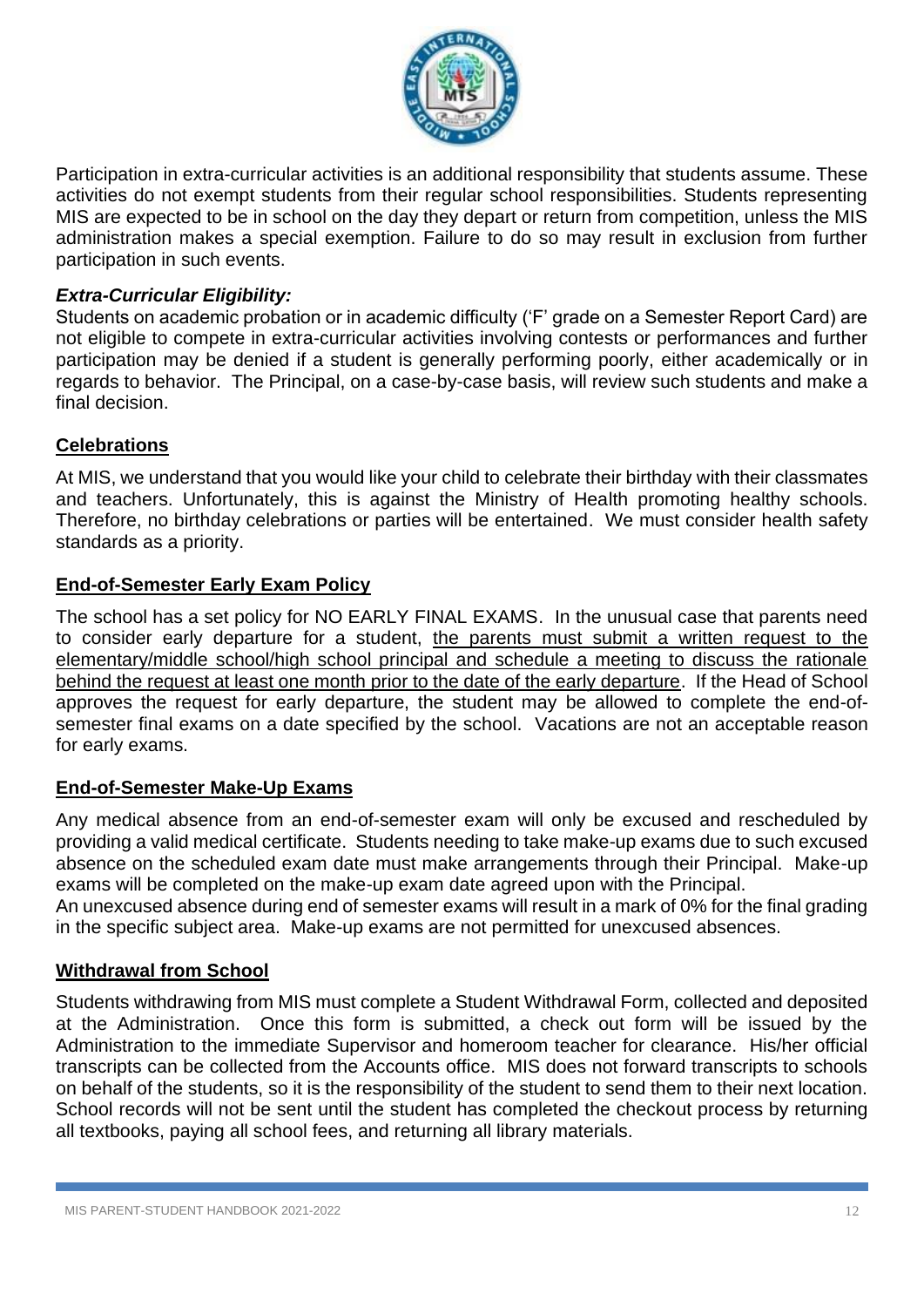Participation in extra-curricular activities is an additional responsibility that students assume. These activities do not exempt students from their regular school responsibilities. Students representing MIS are expected to be in school on the day they depart or return from competition, unless the MIS administration makes a special exemption. Failure to do so may result in exclusion from further participation in such events.

***Extra-Curricular Eligibility:***
Students on academic probation or in academic difficulty ('F' grade on a Semester Report Card) are not eligible to compete in extra-curricular activities involving contests or performances and further participation may be denied if a student is generally performing poorly, either academically or in regards to behavior. The Principal, on a case-by-case basis, will review such students and make a final decision.

## Celebrations

At MIS, we understand that you would like your child to celebrate their birthday with their classmates and teachers. Unfortunately, this is against the Ministry of Health promoting healthy schools. Therefore, no birthday celebrations or parties will be entertained. We must consider health safety standards as a priority.

## End-of-Semester Early Exam Policy

The school has a set policy for NO EARLY FINAL EXAMS. In the unusual case that parents need to consider early departure for a student, the parents must submit a written request to the elementary/middle school/high school principal and schedule a meeting to discuss the rationale behind the request at least one month prior to the date of the early departure. If the Head of School approves the request for early departure, the student may be allowed to complete the end-of-semester final exams on a date specified by the school. Vacations are not an acceptable reason for early exams.

## End-of-Semester Make-Up Exams

Any medical absence from an end-of-semester exam will only be excused and rescheduled by providing a valid medical certificate. Students needing to take make-up exams due to such excused absence on the scheduled exam date must make arrangements through their Principal. Make-up exams will be completed on the make-up exam date agreed upon with the Principal.
An unexcused absence during end of semester exams will result in a mark of 0% for the final grading in the specific subject area. Make-up exams are not permitted for unexcused absences.

## Withdrawal from School

Students withdrawing from MIS must complete a Student Withdrawal Form, collected and deposited at the Administration. Once this form is submitted, a check out form will be issued by the Administration to the immediate Supervisor and homeroom teacher for clearance. His/her official transcripts can be collected from the Accounts office. MIS does not forward transcripts to schools on behalf of the students, so it is the responsibility of the student to send them to their next location. School records will not be sent until the student has completed the checkout process by returning all textbooks, paying all school fees, and returning all library materials.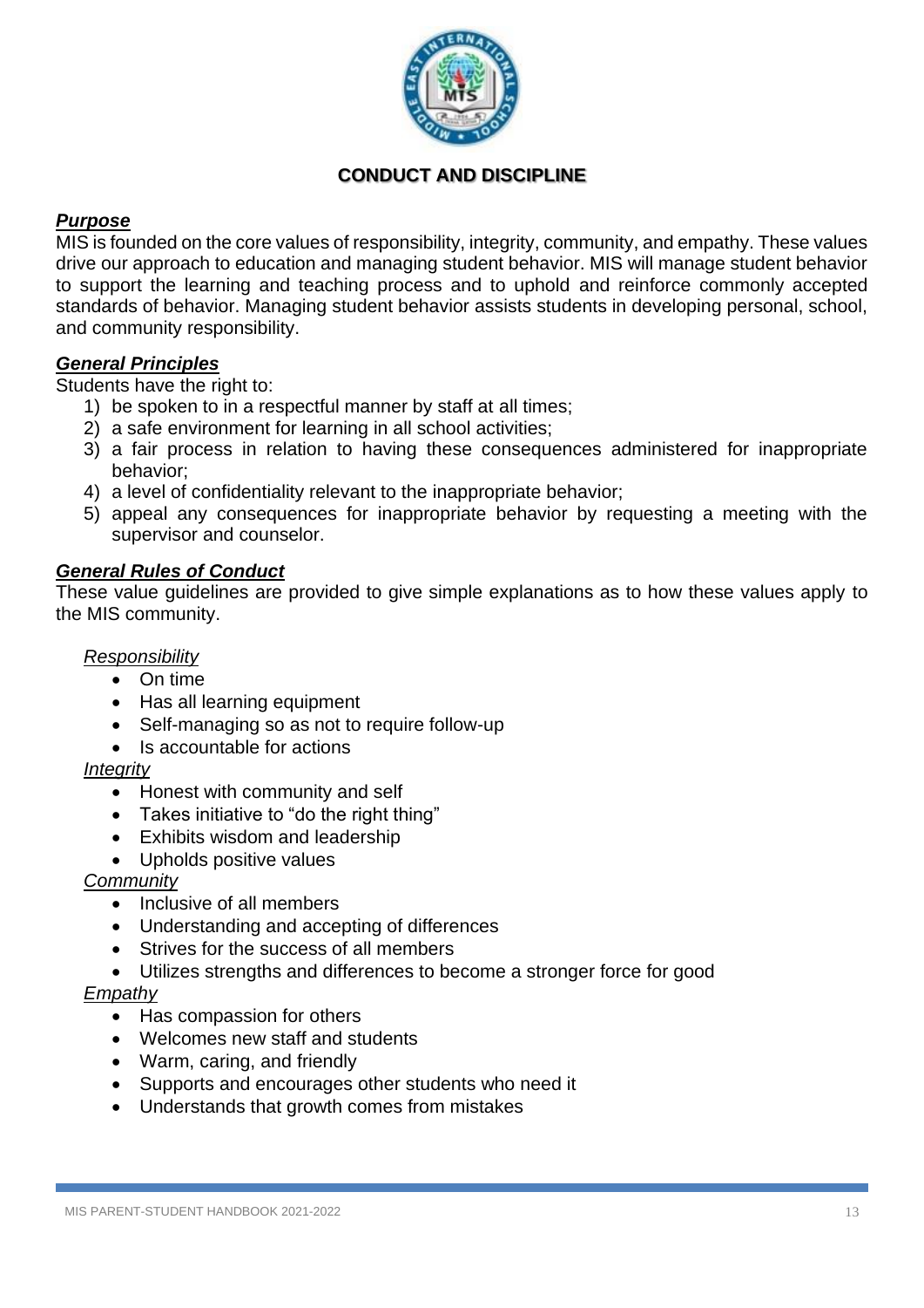## CONDUCT AND DISCIPLINE

### ***Purpose***

MIS is founded on the core values of responsibility, integrity, community, and empathy. These values drive our approach to education and managing student behavior. MIS will manage student behavior to support the learning and teaching process and to uphold and reinforce commonly accepted standards of behavior. Managing student behavior assists students in developing personal, school, and community responsibility.

### ***General Principles***

Students have the right to:

1) be spoken to in a respectful manner by staff at all times;
2) a safe environment for learning in all school activities;
3) a fair process in relation to having these consequences administered for inappropriate behavior;
4) a level of confidentiality relevant to the inappropriate behavior;
5) appeal any consequences for inappropriate behavior by requesting a meeting with the supervisor and counselor.

### ***General Rules of Conduct***

These value guidelines are provided to give simple explanations as to how these values apply to the MIS community.

*Responsibility*

- On time
- Has all learning equipment
- Self-managing so as not to require follow-up
- Is accountable for actions

*Integrity*

- Honest with community and self
- Takes initiative to "do the right thing"
- Exhibits wisdom and leadership
- Upholds positive values

*Community*

- Inclusive of all members
- Understanding and accepting of differences
- Strives for the success of all members
- Utilizes strengths and differences to become a stronger force for good

*Empathy*

- Has compassion for others
- Welcomes new staff and students
- Warm, caring, and friendly
- Supports and encourages other students who need it
- Understands that growth comes from mistakes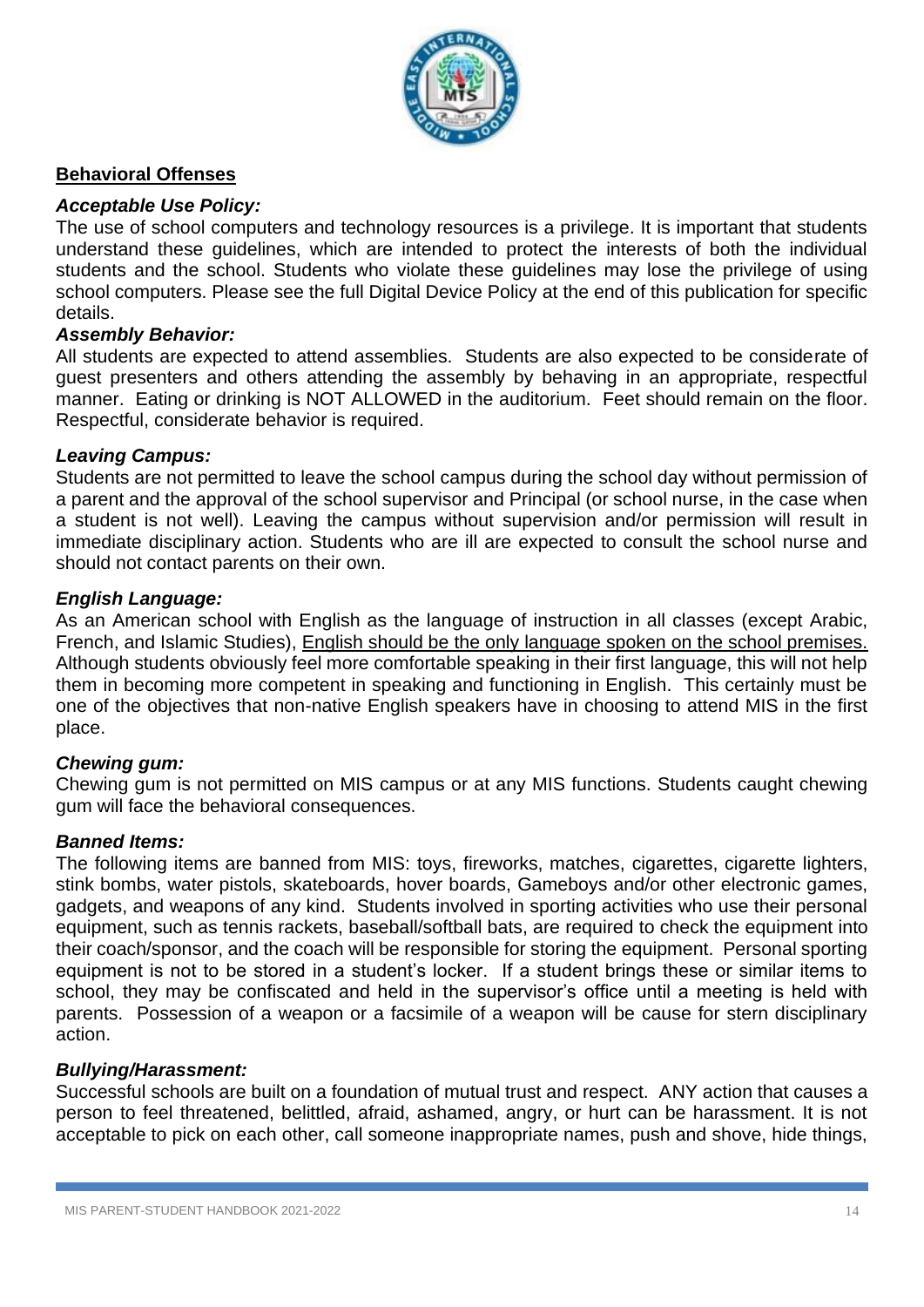## Behavioral Offenses

***Acceptable Use Policy:***

The use of school computers and technology resources is a privilege. It is important that students understand these guidelines, which are intended to protect the interests of both the individual students and the school. Students who violate these guidelines may lose the privilege of using school computers. Please see the full Digital Device Policy at the end of this publication for specific details.

***Assembly Behavior:***

All students are expected to attend assemblies. Students are also expected to be considerate of guest presenters and others attending the assembly by behaving in an appropriate, respectful manner. Eating or drinking is NOT ALLOWED in the auditorium. Feet should remain on the floor. Respectful, considerate behavior is required.

***Leaving Campus:***

Students are not permitted to leave the school campus during the school day without permission of a parent and the approval of the school supervisor and Principal (or school nurse, in the case when a student is not well). Leaving the campus without supervision and/or permission will result in immediate disciplinary action. Students who are ill are expected to consult the school nurse and should not contact parents on their own.

***English Language:***

As an American school with English as the language of instruction in all classes (except Arabic, French, and Islamic Studies), <u>English should be the only language spoken on the school premises.</u> Although students obviously feel more comfortable speaking in their first language, this will not help them in becoming more competent in speaking and functioning in English. This certainly must be one of the objectives that non-native English speakers have in choosing to attend MIS in the first place.

***Chewing gum:***

Chewing gum is not permitted on MIS campus or at any MIS functions. Students caught chewing gum will face the behavioral consequences.

***Banned Items:***

The following items are banned from MIS: toys, fireworks, matches, cigarettes, cigarette lighters, stink bombs, water pistols, skateboards, hover boards, Gameboys and/or other electronic games, gadgets, and weapons of any kind. Students involved in sporting activities who use their personal equipment, such as tennis rackets, baseball/softball bats, are required to check the equipment into their coach/sponsor, and the coach will be responsible for storing the equipment. Personal sporting equipment is not to be stored in a student's locker. If a student brings these or similar items to school, they may be confiscated and held in the supervisor's office until a meeting is held with parents. Possession of a weapon or a facsimile of a weapon will be cause for stern disciplinary action.

***Bullying/Harassment:***

Successful schools are built on a foundation of mutual trust and respect. ANY action that causes a person to feel threatened, belittled, afraid, ashamed, angry, or hurt can be harassment. It is not acceptable to pick on each other, call someone inappropriate names, push and shove, hide things,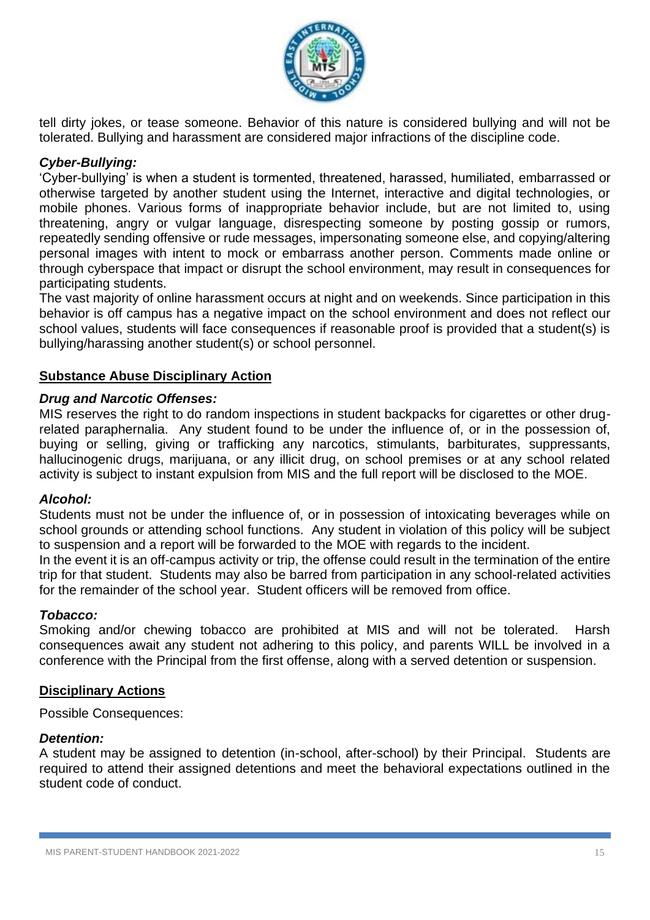tell dirty jokes, or tease someone. Behavior of this nature is considered bullying and will not be tolerated. Bullying and harassment are considered major infractions of the discipline code.

***Cyber-Bullying:***

'Cyber-bullying' is when a student is tormented, threatened, harassed, humiliated, embarrassed or otherwise targeted by another student using the Internet, interactive and digital technologies, or mobile phones. Various forms of inappropriate behavior include, but are not limited to, using threatening, angry or vulgar language, disrespecting someone by posting gossip or rumors, repeatedly sending offensive or rude messages, impersonating someone else, and copying/altering personal images with intent to mock or embarrass another person. Comments made online or through cyberspace that impact or disrupt the school environment, may result in consequences for participating students.

The vast majority of online harassment occurs at night and on weekends. Since participation in this behavior is off campus has a negative impact on the school environment and does not reflect our school values, students will face consequences if reasonable proof is provided that a student(s) is bullying/harassing another student(s) or school personnel.

## Substance Abuse Disciplinary Action

***Drug and Narcotic Offenses:***

MIS reserves the right to do random inspections in student backpacks for cigarettes or other drug-related paraphernalia. Any student found to be under the influence of, or in the possession of, buying or selling, giving or trafficking any narcotics, stimulants, barbiturates, suppressants, hallucinogenic drugs, marijuana, or any illicit drug, on school premises or at any school related activity is subject to instant expulsion from MIS and the full report will be disclosed to the MOE.

***Alcohol:***

Students must not be under the influence of, or in possession of intoxicating beverages while on school grounds or attending school functions. Any student in violation of this policy will be subject to suspension and a report will be forwarded to the MOE with regards to the incident.

In the event it is an off-campus activity or trip, the offense could result in the termination of the entire trip for that student. Students may also be barred from participation in any school-related activities for the remainder of the school year. Student officers will be removed from office.

***Tobacco:***

Smoking and/or chewing tobacco are prohibited at MIS and will not be tolerated. Harsh consequences await any student not adhering to this policy, and parents WILL be involved in a conference with the Principal from the first offense, along with a served detention or suspension.

## Disciplinary Actions

Possible Consequences:

***Detention:***

A student may be assigned to detention (in-school, after-school) by their Principal. Students are required to attend their assigned detentions and meet the behavioral expectations outlined in the student code of conduct.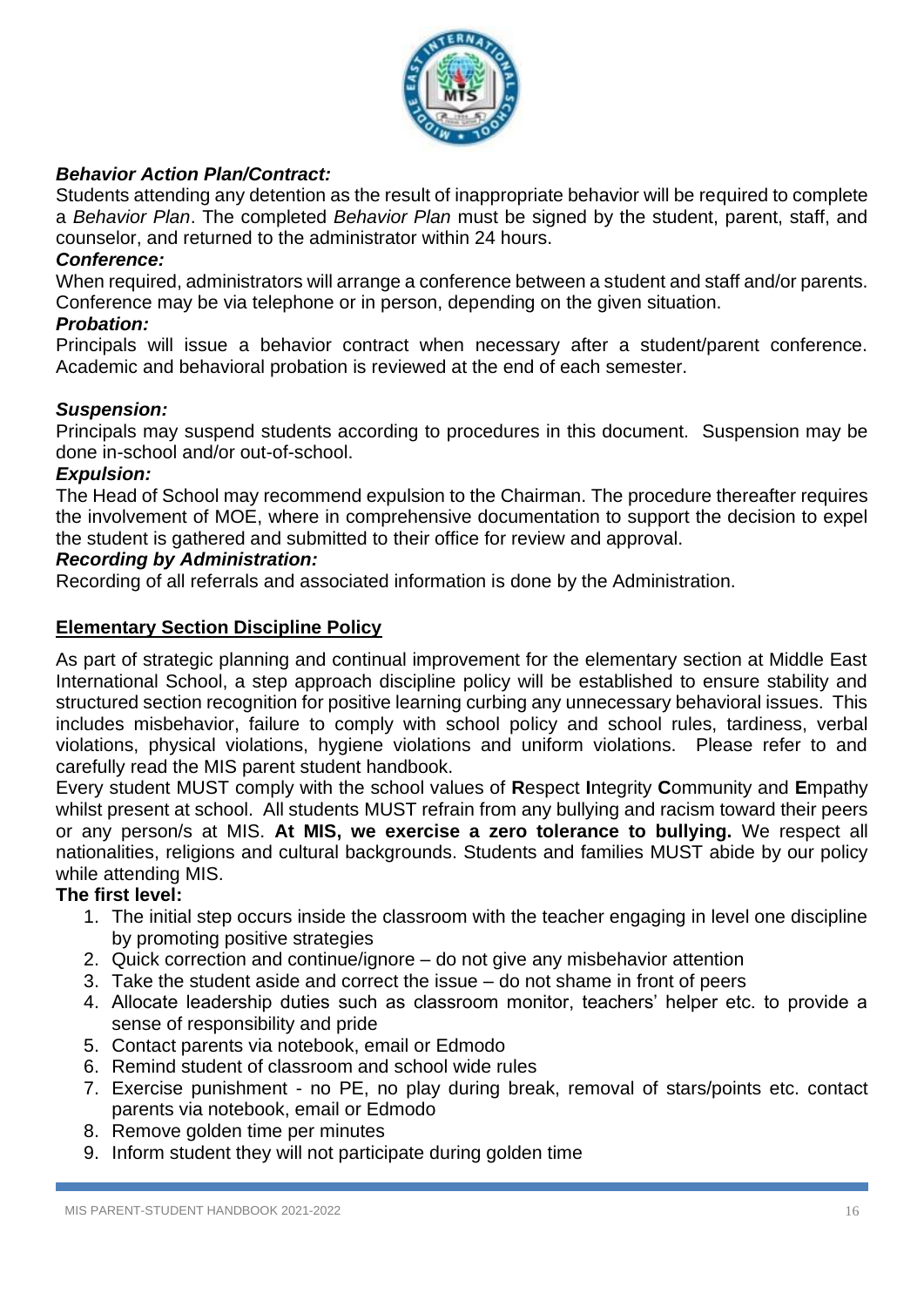***Behavior Action Plan/Contract:***

Students attending any detention as the result of inappropriate behavior will be required to complete a *Behavior Plan*. The completed *Behavior Plan* must be signed by the student, parent, staff, and counselor, and returned to the administrator within 24 hours.

***Conference:***

When required, administrators will arrange a conference between a student and staff and/or parents. Conference may be via telephone or in person, depending on the given situation.

***Probation:***

Principals will issue a behavior contract when necessary after a student/parent conference. Academic and behavioral probation is reviewed at the end of each semester.

***Suspension:***

Principals may suspend students according to procedures in this document. Suspension may be done in-school and/or out-of-school.

***Expulsion:***

The Head of School may recommend expulsion to the Chairman. The procedure thereafter requires the involvement of MOE, where in comprehensive documentation to support the decision to expel the student is gathered and submitted to their office for review and approval.

***Recording by Administration:***

Recording of all referrals and associated information is done by the Administration.

## <u>Elementary Section Discipline Policy</u>

As part of strategic planning and continual improvement for the elementary section at Middle East International School, a step approach discipline policy will be established to ensure stability and structured section recognition for positive learning curbing any unnecessary behavioral issues. This includes misbehavior, failure to comply with school policy and school rules, tardiness, verbal violations, physical violations, hygiene violations and uniform violations. Please refer to and carefully read the MIS parent student handbook.

Every student MUST comply with the school values of **R**espect **I**ntegrity **C**ommunity and **E**mpathy whilst present at school. All students MUST refrain from any bullying and racism toward their peers or any person/s at MIS. **At MIS, we exercise a zero tolerance to bullying.** We respect all nationalities, religions and cultural backgrounds. Students and families MUST abide by our policy while attending MIS.

**The first level:**

1. The initial step occurs inside the classroom with the teacher engaging in level one discipline by promoting positive strategies
2. Quick correction and continue/ignore – do not give any misbehavior attention
3. Take the student aside and correct the issue – do not shame in front of peers
4. Allocate leadership duties such as classroom monitor, teachers' helper etc. to provide a sense of responsibility and pride
5. Contact parents via notebook, email or Edmodo
6. Remind student of classroom and school wide rules
7. Exercise punishment - no PE, no play during break, removal of stars/points etc. contact parents via notebook, email or Edmodo
8. Remove golden time per minutes
9. Inform student they will not participate during golden time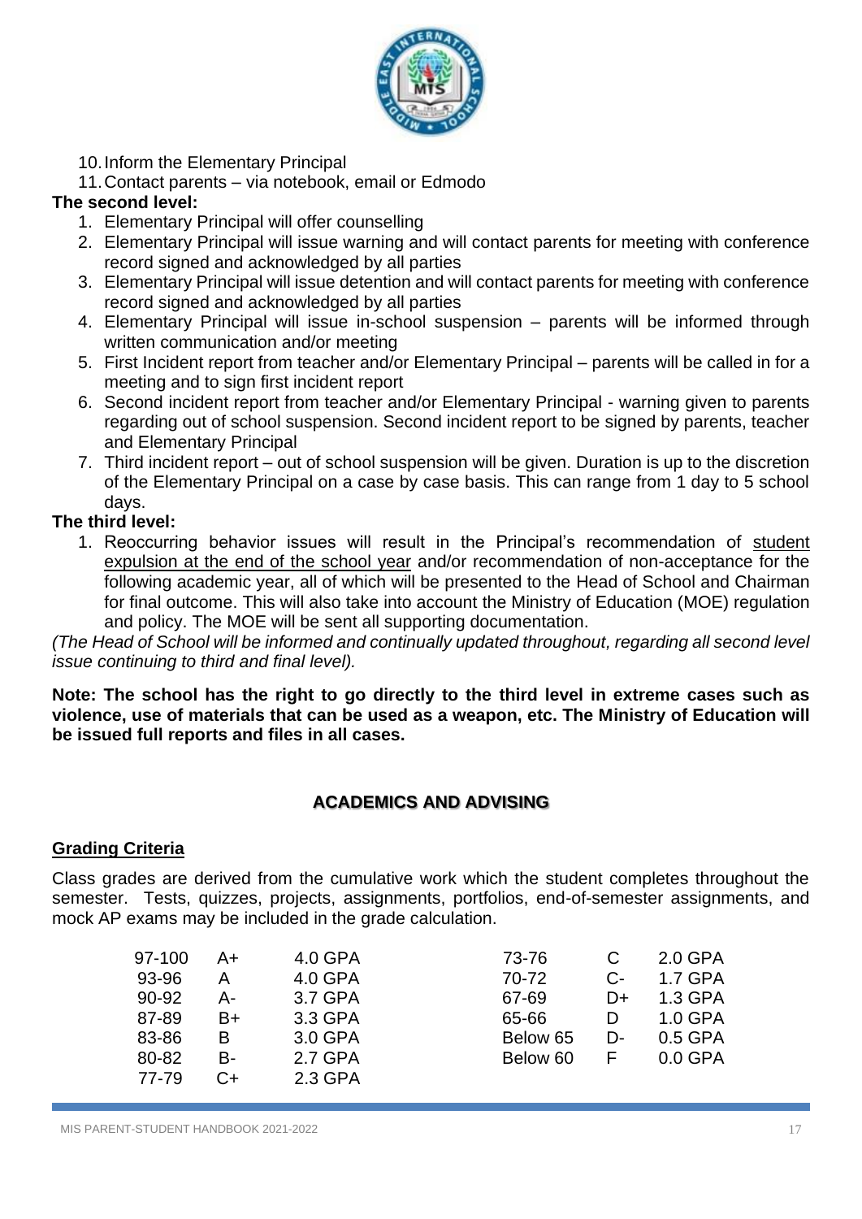10. Inform the Elementary Principal
11. Contact parents – via notebook, email or Edmodo

**The second level:**

1. Elementary Principal will offer counselling
2. Elementary Principal will issue warning and will contact parents for meeting with conference record signed and acknowledged by all parties
3. Elementary Principal will issue detention and will contact parents for meeting with conference record signed and acknowledged by all parties
4. Elementary Principal will issue in-school suspension – parents will be informed through written communication and/or meeting
5. First Incident report from teacher and/or Elementary Principal – parents will be called in for a meeting and to sign first incident report
6. Second incident report from teacher and/or Elementary Principal - warning given to parents regarding out of school suspension. Second incident report to be signed by parents, teacher and Elementary Principal
7. Third incident report – out of school suspension will be given. Duration is up to the discretion of the Elementary Principal on a case by case basis. This can range from 1 day to 5 school days.

**The third level:**

1. Reoccurring behavior issues will result in the Principal's recommendation of student expulsion at the end of the school year and/or recommendation of non-acceptance for the following academic year, all of which will be presented to the Head of School and Chairman for final outcome. This will also take into account the Ministry of Education (MOE) regulation and policy. The MOE will be sent all supporting documentation.

*(The Head of School will be informed and continually updated throughout, regarding all second level issue continuing to third and final level).*

**Note: The school has the right to go directly to the third level in extreme cases such as violence, use of materials that can be used as a weapon, etc. The Ministry of Education will be issued full reports and files in all cases.**

## ACADEMICS AND ADVISING

### Grading Criteria

Class grades are derived from the cumulative work which the student completes throughout the semester. Tests, quizzes, projects, assignments, portfolios, end-of-semester assignments, and mock AP exams may be included in the grade calculation.

| Score | Grade | GPA |
|---|---|---|
| 97-100 | A+ | 4.0 GPA |
| 93-96 | A | 4.0 GPA |
| 90-92 | A- | 3.7 GPA |
| 87-89 | B+ | 3.3 GPA |
| 83-86 | B | 3.0 GPA |
| 80-82 | B- | 2.7 GPA |
| 77-79 | C+ | 2.3 GPA |
| 73-76 | C | 2.0 GPA |
| 70-72 | C- | 1.7 GPA |
| 67-69 | D+ | 1.3 GPA |
| 65-66 | D | 1.0 GPA |
| Below 65 | D- | 0.5 GPA |
| Below 60 | F | 0.0 GPA |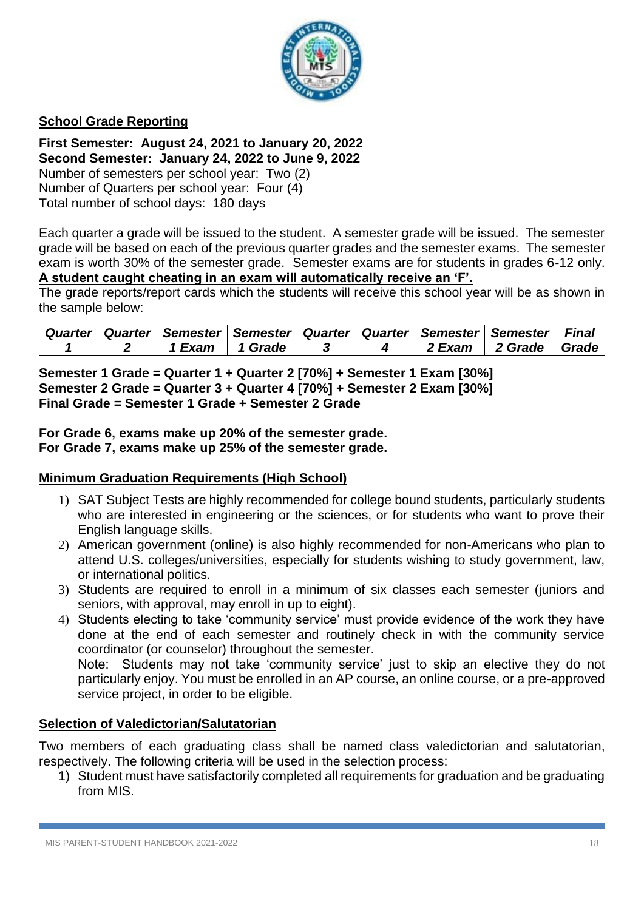## School Grade Reporting

**First Semester: August 24, 2021 to January 20, 2022**
**Second Semester: January 24, 2022 to June 9, 2022**
Number of semesters per school year: Two (2)
Number of Quarters per school year: Four (4)
Total number of school days: 180 days

Each quarter a grade will be issued to the student. A semester grade will be issued. The semester grade will be based on each of the previous quarter grades and the semester exams. The semester exam is worth 30% of the semester grade. Semester exams are for students in grades 6-12 only. **A student caught cheating in an exam will automatically receive an 'F'.**
The grade reports/report cards which the students will receive this school year will be as shown in the sample below:

| *Quarter 1* | *Quarter 2* | *Semester 1 Exam* | *Semester 1 Grade* | *Quarter 3* | *Quarter 4* | *Semester 2 Exam* | *Semester 2 Grade* | *Final Grade* |
|---|---|---|---|---|---|---|---|---|

**Semester 1 Grade = Quarter 1 + Quarter 2 [70%] + Semester 1 Exam [30%]**
**Semester 2 Grade = Quarter 3 + Quarter 4 [70%] + Semester 2 Exam [30%]**
**Final Grade = Semester 1 Grade + Semester 2 Grade**

**For Grade 6, exams make up 20% of the semester grade.**
**For Grade 7, exams make up 25% of the semester grade.**

## Minimum Graduation Requirements (High School)

1) SAT Subject Tests are highly recommended for college bound students, particularly students who are interested in engineering or the sciences, or for students who want to prove their English language skills.
2) American government (online) is also highly recommended for non-Americans who plan to attend U.S. colleges/universities, especially for students wishing to study government, law, or international politics.
3) Students are required to enroll in a minimum of six classes each semester (juniors and seniors, with approval, may enroll in up to eight).
4) Students electing to take 'community service' must provide evidence of the work they have done at the end of each semester and routinely check in with the community service coordinator (or counselor) throughout the semester.
   Note: Students may not take 'community service' just to skip an elective they do not particularly enjoy. You must be enrolled in an AP course, an online course, or a pre-approved service project, in order to be eligible.

## Selection of Valedictorian/Salutatorian

Two members of each graduating class shall be named class valedictorian and salutatorian, respectively. The following criteria will be used in the selection process:

1) Student must have satisfactorily completed all requirements for graduation and be graduating from MIS.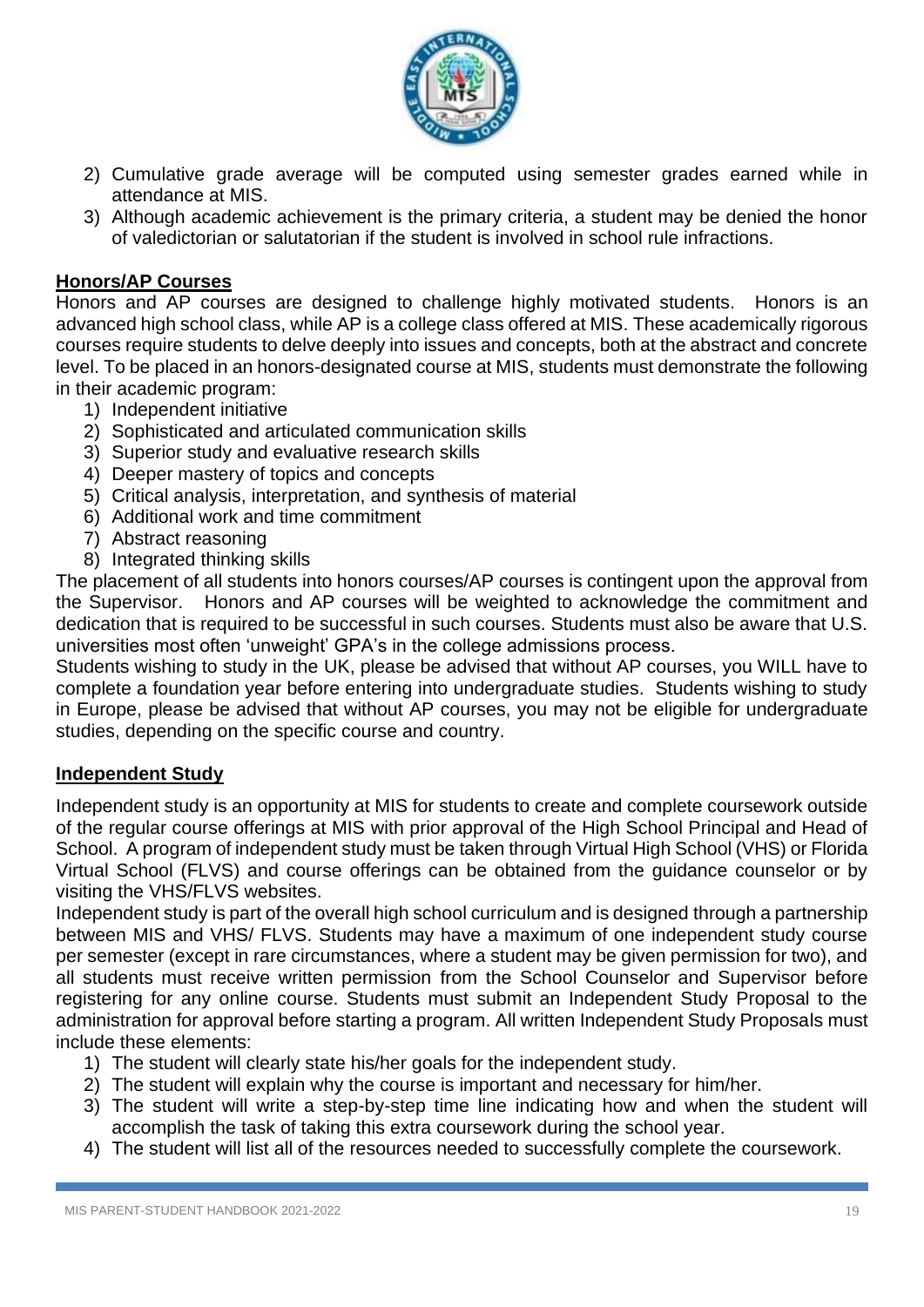2) Cumulative grade average will be computed using semester grades earned while in attendance at MIS.
3) Although academic achievement is the primary criteria, a student may be denied the honor of valedictorian or salutatorian if the student is involved in school rule infractions.

## Honors/AP Courses

Honors and AP courses are designed to challenge highly motivated students. Honors is an advanced high school class, while AP is a college class offered at MIS. These academically rigorous courses require students to delve deeply into issues and concepts, both at the abstract and concrete level. To be placed in an honors-designated course at MIS, students must demonstrate the following in their academic program:

1) Independent initiative
2) Sophisticated and articulated communication skills
3) Superior study and evaluative research skills
4) Deeper mastery of topics and concepts
5) Critical analysis, interpretation, and synthesis of material
6) Additional work and time commitment
7) Abstract reasoning
8) Integrated thinking skills

The placement of all students into honors courses/AP courses is contingent upon the approval from the Supervisor. Honors and AP courses will be weighted to acknowledge the commitment and dedication that is required to be successful in such courses. Students must also be aware that U.S. universities most often 'unweight' GPA's in the college admissions process.

Students wishing to study in the UK, please be advised that without AP courses, you WILL have to complete a foundation year before entering into undergraduate studies. Students wishing to study in Europe, please be advised that without AP courses, you may not be eligible for undergraduate studies, depending on the specific course and country.

## Independent Study

Independent study is an opportunity at MIS for students to create and complete coursework outside of the regular course offerings at MIS with prior approval of the High School Principal and Head of School. A program of independent study must be taken through Virtual High School (VHS) or Florida Virtual School (FLVS) and course offerings can be obtained from the guidance counselor or by visiting the VHS/FLVS websites.

Independent study is part of the overall high school curriculum and is designed through a partnership between MIS and VHS/ FLVS. Students may have a maximum of one independent study course per semester (except in rare circumstances, where a student may be given permission for two), and all students must receive written permission from the School Counselor and Supervisor before registering for any online course. Students must submit an Independent Study Proposal to the administration for approval before starting a program. All written Independent Study Proposals must include these elements:

1) The student will clearly state his/her goals for the independent study.
2) The student will explain why the course is important and necessary for him/her.
3) The student will write a step-by-step time line indicating how and when the student will accomplish the task of taking this extra coursework during the school year.
4) The student will list all of the resources needed to successfully complete the coursework.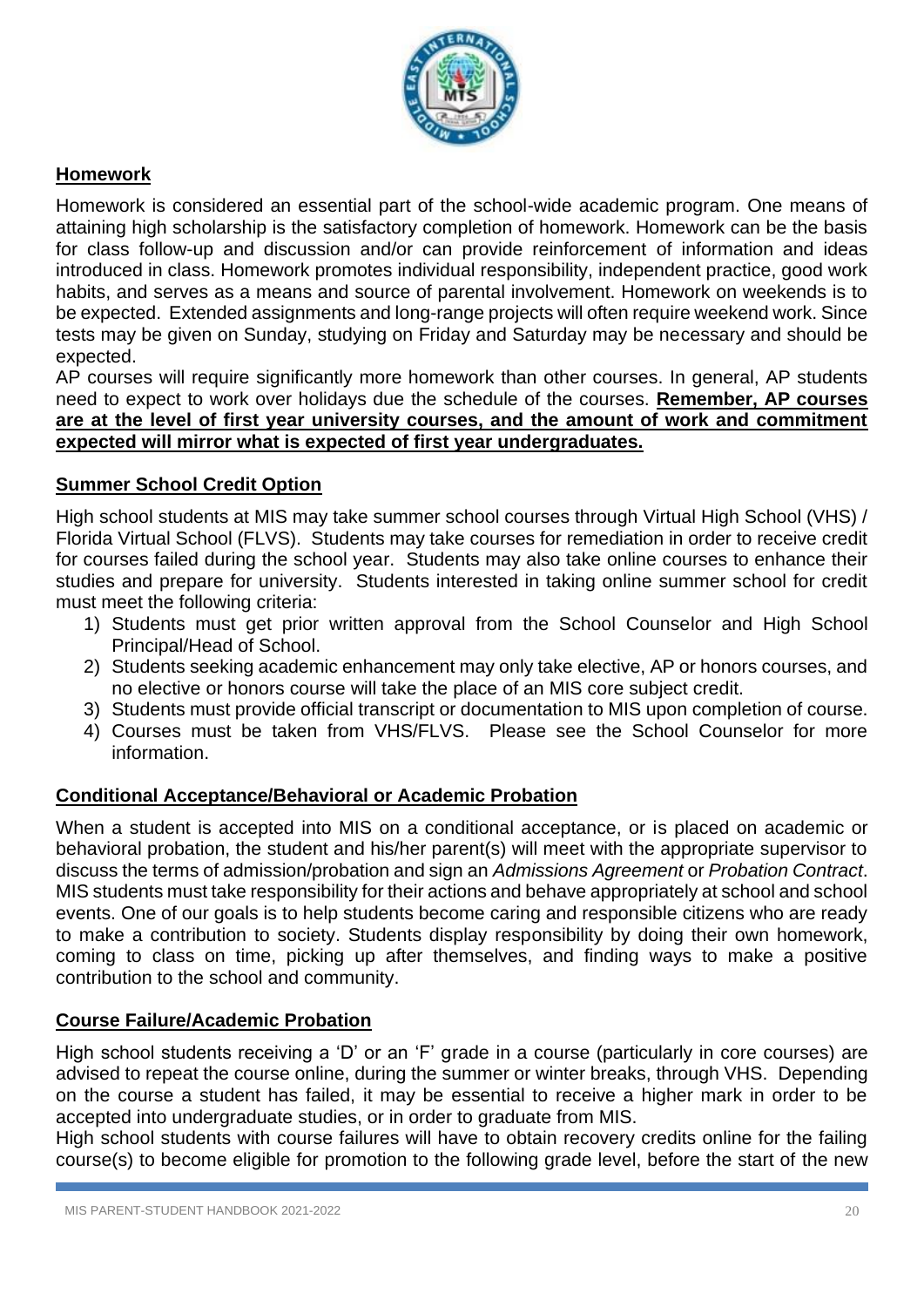## Homework

Homework is considered an essential part of the school-wide academic program. One means of attaining high scholarship is the satisfactory completion of homework. Homework can be the basis for class follow-up and discussion and/or can provide reinforcement of information and ideas introduced in class. Homework promotes individual responsibility, independent practice, good work habits, and serves as a means and source of parental involvement. Homework on weekends is to be expected. Extended assignments and long-range projects will often require weekend work. Since tests may be given on Sunday, studying on Friday and Saturday may be necessary and should be expected.

AP courses will require significantly more homework than other courses. In general, AP students need to expect to work over holidays due the schedule of the courses. **Remember, AP courses are at the level of first year university courses, and the amount of work and commitment expected will mirror what is expected of first year undergraduates.**

## Summer School Credit Option

High school students at MIS may take summer school courses through Virtual High School (VHS) / Florida Virtual School (FLVS). Students may take courses for remediation in order to receive credit for courses failed during the school year. Students may also take online courses to enhance their studies and prepare for university. Students interested in taking online summer school for credit must meet the following criteria:

1) Students must get prior written approval from the School Counselor and High School Principal/Head of School.
2) Students seeking academic enhancement may only take elective, AP or honors courses, and no elective or honors course will take the place of an MIS core subject credit.
3) Students must provide official transcript or documentation to MIS upon completion of course.
4) Courses must be taken from VHS/FLVS. Please see the School Counselor for more information.

## Conditional Acceptance/Behavioral or Academic Probation

When a student is accepted into MIS on a conditional acceptance, or is placed on academic or behavioral probation, the student and his/her parent(s) will meet with the appropriate supervisor to discuss the terms of admission/probation and sign an *Admissions Agreement* or *Probation Contract*. MIS students must take responsibility for their actions and behave appropriately at school and school events. One of our goals is to help students become caring and responsible citizens who are ready to make a contribution to society. Students display responsibility by doing their own homework, coming to class on time, picking up after themselves, and finding ways to make a positive contribution to the school and community.

## Course Failure/Academic Probation

High school students receiving a 'D' or an 'F' grade in a course (particularly in core courses) are advised to repeat the course online, during the summer or winter breaks, through VHS. Depending on the course a student has failed, it may be essential to receive a higher mark in order to be accepted into undergraduate studies, or in order to graduate from MIS.

High school students with course failures will have to obtain recovery credits online for the failing course(s) to become eligible for promotion to the following grade level, before the start of the new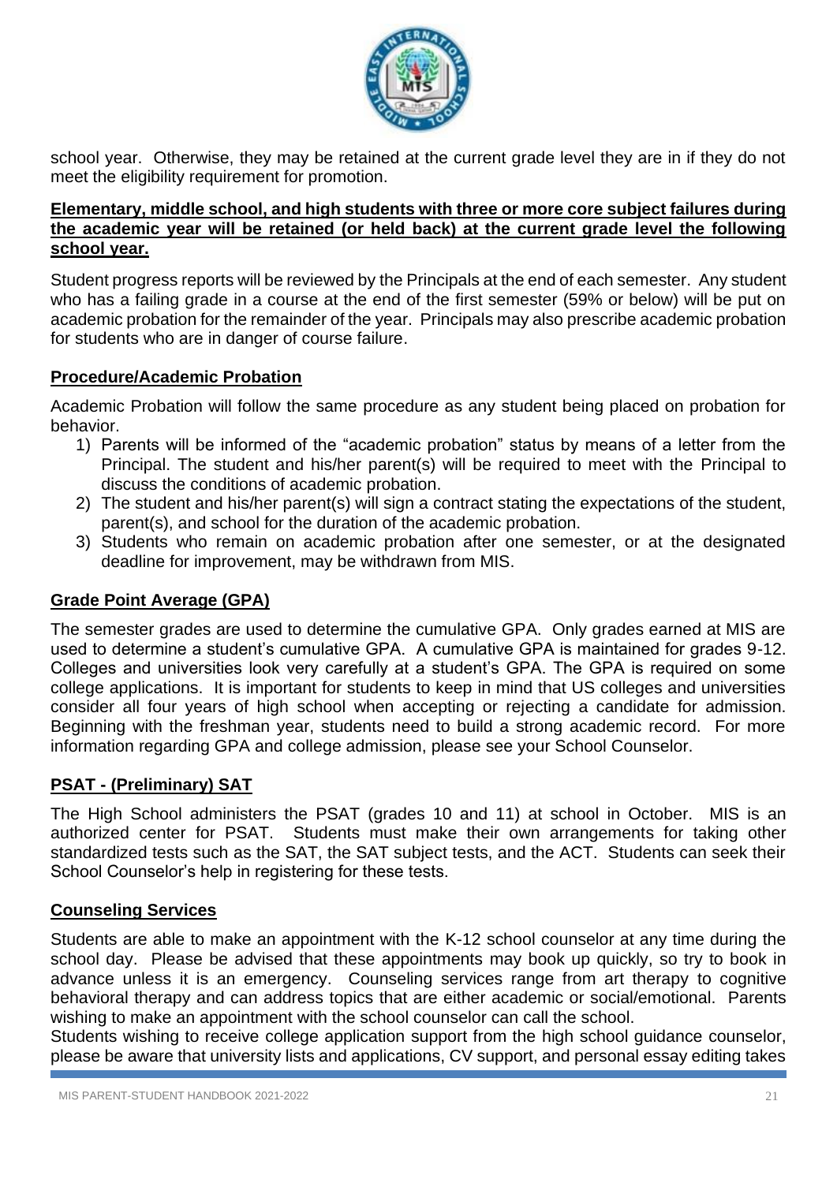school year. Otherwise, they may be retained at the current grade level they are in if they do not meet the eligibility requirement for promotion.

**Elementary, middle school, and high students with three or more core subject failures during the academic year will be retained (or held back) at the current grade level the following school year.**

Student progress reports will be reviewed by the Principals at the end of each semester. Any student who has a failing grade in a course at the end of the first semester (59% or below) will be put on academic probation for the remainder of the year. Principals may also prescribe academic probation for students who are in danger of course failure.

## Procedure/Academic Probation

Academic Probation will follow the same procedure as any student being placed on probation for behavior.

1) Parents will be informed of the "academic probation" status by means of a letter from the Principal. The student and his/her parent(s) will be required to meet with the Principal to discuss the conditions of academic probation.
2) The student and his/her parent(s) will sign a contract stating the expectations of the student, parent(s), and school for the duration of the academic probation.
3) Students who remain on academic probation after one semester, or at the designated deadline for improvement, may be withdrawn from MIS.

## Grade Point Average (GPA)

The semester grades are used to determine the cumulative GPA. Only grades earned at MIS are used to determine a student's cumulative GPA. A cumulative GPA is maintained for grades 9-12. Colleges and universities look very carefully at a student's GPA. The GPA is required on some college applications. It is important for students to keep in mind that US colleges and universities consider all four years of high school when accepting or rejecting a candidate for admission. Beginning with the freshman year, students need to build a strong academic record. For more information regarding GPA and college admission, please see your School Counselor.

## PSAT - (Preliminary) SAT

The High School administers the PSAT (grades 10 and 11) at school in October. MIS is an authorized center for PSAT. Students must make their own arrangements for taking other standardized tests such as the SAT, the SAT subject tests, and the ACT. Students can seek their School Counselor's help in registering for these tests.

## Counseling Services

Students are able to make an appointment with the K-12 school counselor at any time during the school day. Please be advised that these appointments may book up quickly, so try to book in advance unless it is an emergency. Counseling services range from art therapy to cognitive behavioral therapy and can address topics that are either academic or social/emotional. Parents wishing to make an appointment with the school counselor can call the school.

Students wishing to receive college application support from the high school guidance counselor, please be aware that university lists and applications, CV support, and personal essay editing takes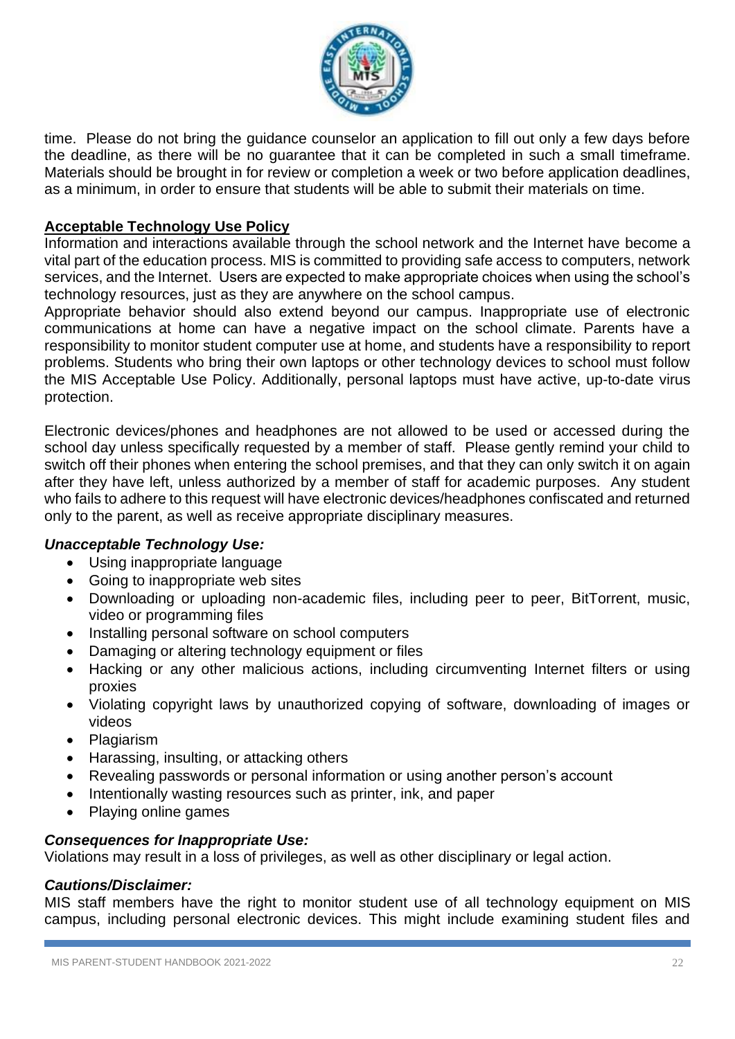time. Please do not bring the guidance counselor an application to fill out only a few days before the deadline, as there will be no guarantee that it can be completed in such a small timeframe. Materials should be brought in for review or completion a week or two before application deadlines, as a minimum, in order to ensure that students will be able to submit their materials on time.

## Acceptable Technology Use Policy

Information and interactions available through the school network and the Internet have become a vital part of the education process. MIS is committed to providing safe access to computers, network services, and the Internet. Users are expected to make appropriate choices when using the school's technology resources, just as they are anywhere on the school campus.

Appropriate behavior should also extend beyond our campus. Inappropriate use of electronic communications at home can have a negative impact on the school climate. Parents have a responsibility to monitor student computer use at home, and students have a responsibility to report problems. Students who bring their own laptops or other technology devices to school must follow the MIS Acceptable Use Policy. Additionally, personal laptops must have active, up-to-date virus protection.

Electronic devices/phones and headphones are not allowed to be used or accessed during the school day unless specifically requested by a member of staff. Please gently remind your child to switch off their phones when entering the school premises, and that they can only switch it on again after they have left, unless authorized by a member of staff for academic purposes. Any student who fails to adhere to this request will have electronic devices/headphones confiscated and returned only to the parent, as well as receive appropriate disciplinary measures.

### *Unacceptable Technology Use:*

- Using inappropriate language
- Going to inappropriate web sites
- Downloading or uploading non-academic files, including peer to peer, BitTorrent, music, video or programming files
- Installing personal software on school computers
- Damaging or altering technology equipment or files
- Hacking or any other malicious actions, including circumventing Internet filters or using proxies
- Violating copyright laws by unauthorized copying of software, downloading of images or videos
- Plagiarism
- Harassing, insulting, or attacking others
- Revealing passwords or personal information or using another person's account
- Intentionally wasting resources such as printer, ink, and paper
- Playing online games

### *Consequences for Inappropriate Use:*

Violations may result in a loss of privileges, as well as other disciplinary or legal action.

### *Cautions/Disclaimer:*

MIS staff members have the right to monitor student use of all technology equipment on MIS campus, including personal electronic devices. This might include examining student files and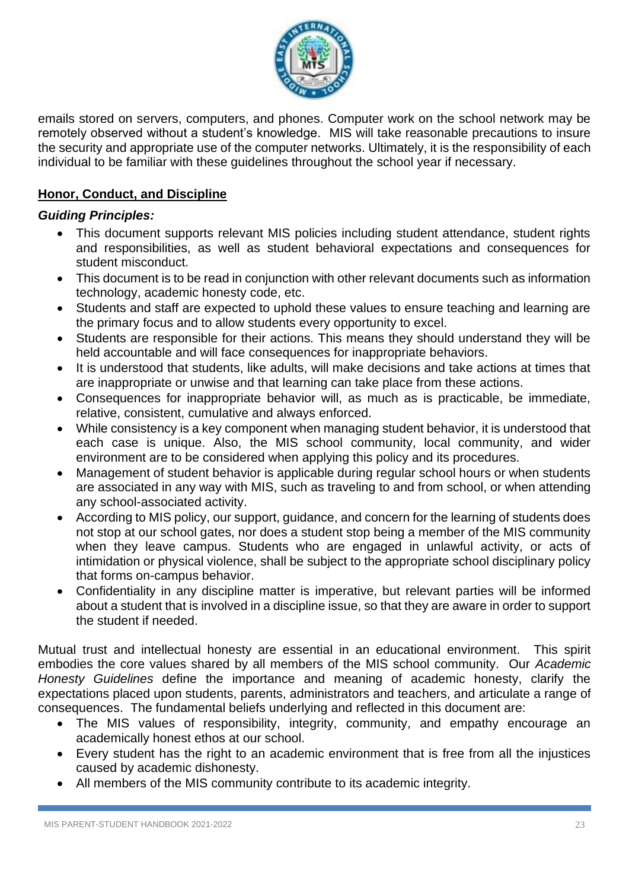emails stored on servers, computers, and phones. Computer work on the school network may be remotely observed without a student's knowledge. MIS will take reasonable precautions to insure the security and appropriate use of the computer networks. Ultimately, it is the responsibility of each individual to be familiar with these guidelines throughout the school year if necessary.

## Honor, Conduct, and Discipline

### *Guiding Principles:*

- This document supports relevant MIS policies including student attendance, student rights and responsibilities, as well as student behavioral expectations and consequences for student misconduct.
- This document is to be read in conjunction with other relevant documents such as information technology, academic honesty code, etc.
- Students and staff are expected to uphold these values to ensure teaching and learning are the primary focus and to allow students every opportunity to excel.
- Students are responsible for their actions. This means they should understand they will be held accountable and will face consequences for inappropriate behaviors.
- It is understood that students, like adults, will make decisions and take actions at times that are inappropriate or unwise and that learning can take place from these actions.
- Consequences for inappropriate behavior will, as much as is practicable, be immediate, relative, consistent, cumulative and always enforced.
- While consistency is a key component when managing student behavior, it is understood that each case is unique. Also, the MIS school community, local community, and wider environment are to be considered when applying this policy and its procedures.
- Management of student behavior is applicable during regular school hours or when students are associated in any way with MIS, such as traveling to and from school, or when attending any school-associated activity.
- According to MIS policy, our support, guidance, and concern for the learning of students does not stop at our school gates, nor does a student stop being a member of the MIS community when they leave campus. Students who are engaged in unlawful activity, or acts of intimidation or physical violence, shall be subject to the appropriate school disciplinary policy that forms on-campus behavior.
- Confidentiality in any discipline matter is imperative, but relevant parties will be informed about a student that is involved in a discipline issue, so that they are aware in order to support the student if needed.

Mutual trust and intellectual honesty are essential in an educational environment. This spirit embodies the core values shared by all members of the MIS school community. Our *Academic Honesty Guidelines* define the importance and meaning of academic honesty, clarify the expectations placed upon students, parents, administrators and teachers, and articulate a range of consequences. The fundamental beliefs underlying and reflected in this document are:

- The MIS values of responsibility, integrity, community, and empathy encourage an academically honest ethos at our school.
- Every student has the right to an academic environment that is free from all the injustices caused by academic dishonesty.
- All members of the MIS community contribute to its academic integrity.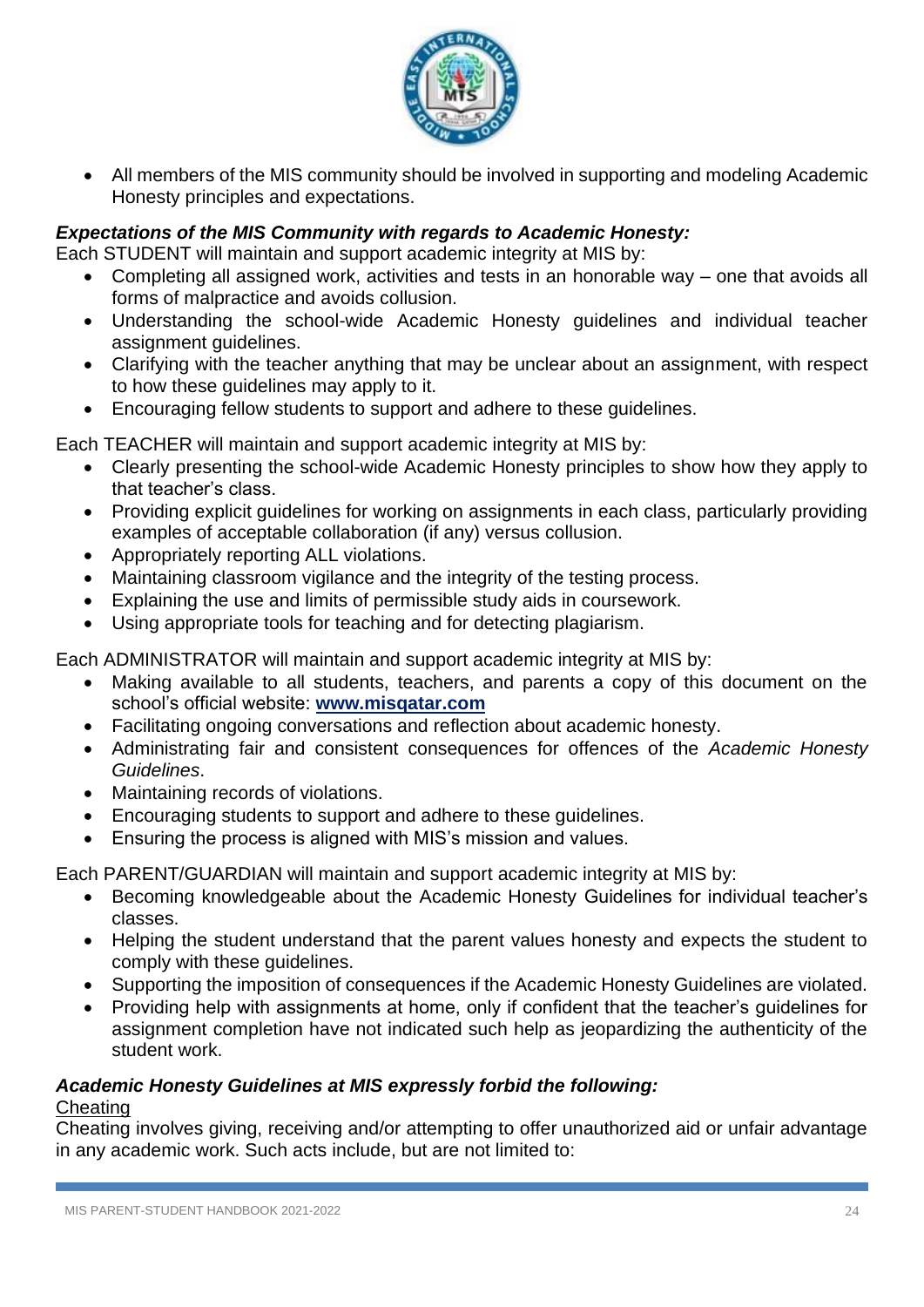- All members of the MIS community should be involved in supporting and modeling Academic Honesty principles and expectations.

***Expectations of the MIS Community with regards to Academic Honesty:***

Each STUDENT will maintain and support academic integrity at MIS by:

- Completing all assigned work, activities and tests in an honorable way – one that avoids all forms of malpractice and avoids collusion.
- Understanding the school-wide Academic Honesty guidelines and individual teacher assignment guidelines.
- Clarifying with the teacher anything that may be unclear about an assignment, with respect to how these guidelines may apply to it.
- Encouraging fellow students to support and adhere to these guidelines.

Each TEACHER will maintain and support academic integrity at MIS by:

- Clearly presenting the school-wide Academic Honesty principles to show how they apply to that teacher's class.
- Providing explicit guidelines for working on assignments in each class, particularly providing examples of acceptable collaboration (if any) versus collusion.
- Appropriately reporting ALL violations.
- Maintaining classroom vigilance and the integrity of the testing process.
- Explaining the use and limits of permissible study aids in coursework.
- Using appropriate tools for teaching and for detecting plagiarism.

Each ADMINISTRATOR will maintain and support academic integrity at MIS by:

- Making available to all students, teachers, and parents a copy of this document on the school's official website: **[www.misqatar.com](www.misqatar.com)**
- Facilitating ongoing conversations and reflection about academic honesty.
- Administrating fair and consistent consequences for offences of the *Academic Honesty Guidelines*.
- Maintaining records of violations.
- Encouraging students to support and adhere to these guidelines.
- Ensuring the process is aligned with MIS's mission and values.

Each PARENT/GUARDIAN will maintain and support academic integrity at MIS by:

- Becoming knowledgeable about the Academic Honesty Guidelines for individual teacher's classes.
- Helping the student understand that the parent values honesty and expects the student to comply with these guidelines.
- Supporting the imposition of consequences if the Academic Honesty Guidelines are violated.
- Providing help with assignments at home, only if confident that the teacher's guidelines for assignment completion have not indicated such help as jeopardizing the authenticity of the student work.

***Academic Honesty Guidelines at MIS expressly forbid the following:***

<u>Cheating</u>

Cheating involves giving, receiving and/or attempting to offer unauthorized aid or unfair advantage in any academic work. Such acts include, but are not limited to: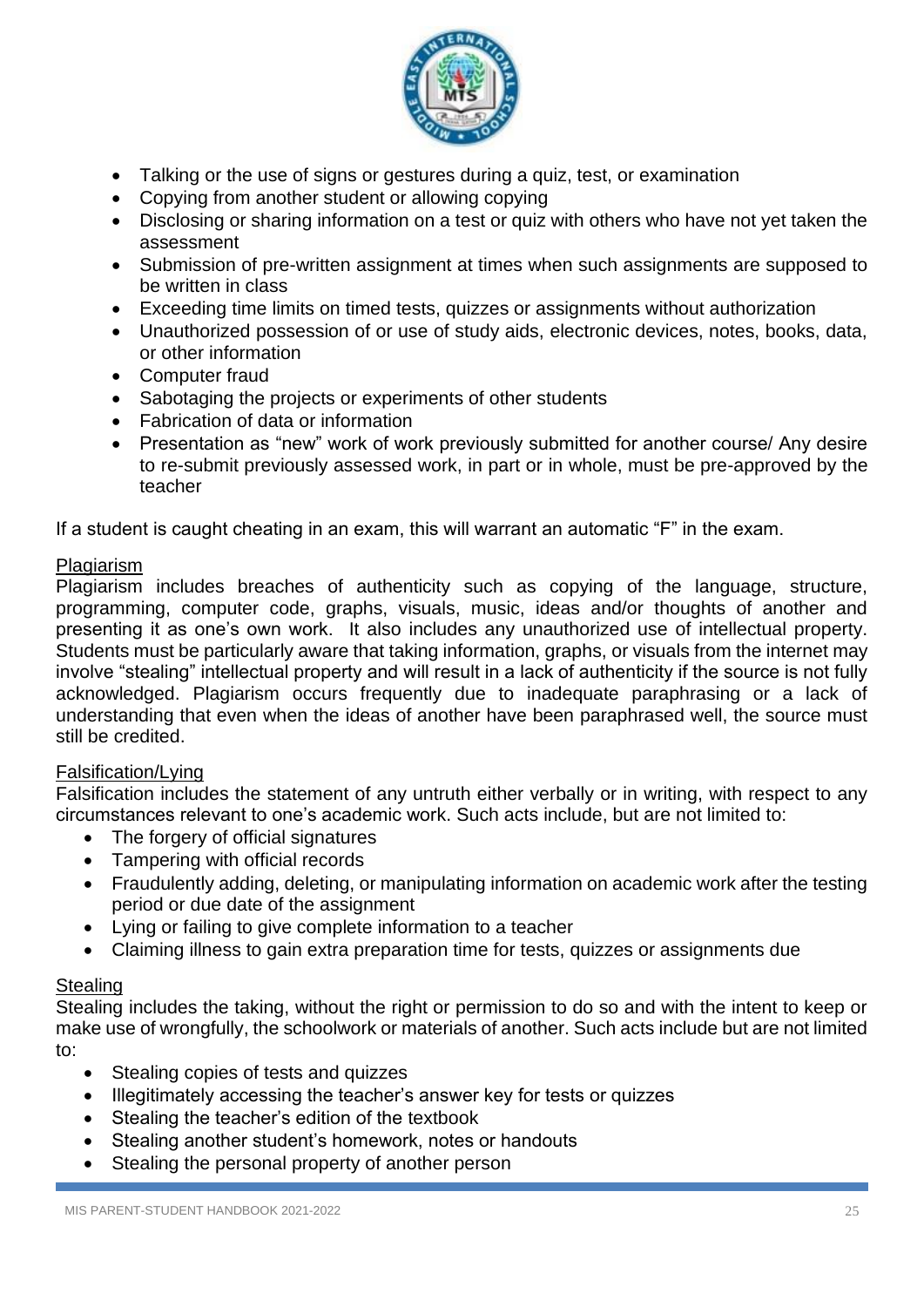- Talking or the use of signs or gestures during a quiz, test, or examination
- Copying from another student or allowing copying
- Disclosing or sharing information on a test or quiz with others who have not yet taken the assessment
- Submission of pre-written assignment at times when such assignments are supposed to be written in class
- Exceeding time limits on timed tests, quizzes or assignments without authorization
- Unauthorized possession of or use of study aids, electronic devices, notes, books, data, or other information
- Computer fraud
- Sabotaging the projects or experiments of other students
- Fabrication of data or information
- Presentation as "new" work of work previously submitted for another course/ Any desire to re-submit previously assessed work, in part or in whole, must be pre-approved by the teacher

If a student is caught cheating in an exam, this will warrant an automatic "F" in the exam.

<u>Plagiarism</u>

Plagiarism includes breaches of authenticity such as copying of the language, structure, programming, computer code, graphs, visuals, music, ideas and/or thoughts of another and presenting it as one's own work. It also includes any unauthorized use of intellectual property. Students must be particularly aware that taking information, graphs, or visuals from the internet may involve "stealing" intellectual property and will result in a lack of authenticity if the source is not fully acknowledged. Plagiarism occurs frequently due to inadequate paraphrasing or a lack of understanding that even when the ideas of another have been paraphrased well, the source must still be credited.

<u>Falsification/Lying</u>

Falsification includes the statement of any untruth either verbally or in writing, with respect to any circumstances relevant to one's academic work. Such acts include, but are not limited to:

- The forgery of official signatures
- Tampering with official records
- Fraudulently adding, deleting, or manipulating information on academic work after the testing period or due date of the assignment
- Lying or failing to give complete information to a teacher
- Claiming illness to gain extra preparation time for tests, quizzes or assignments due

<u>Stealing</u>

Stealing includes the taking, without the right or permission to do so and with the intent to keep or make use of wrongfully, the schoolwork or materials of another. Such acts include but are not limited to:

- Stealing copies of tests and quizzes
- Illegitimately accessing the teacher's answer key for tests or quizzes
- Stealing the teacher's edition of the textbook
- Stealing another student's homework, notes or handouts
- Stealing the personal property of another person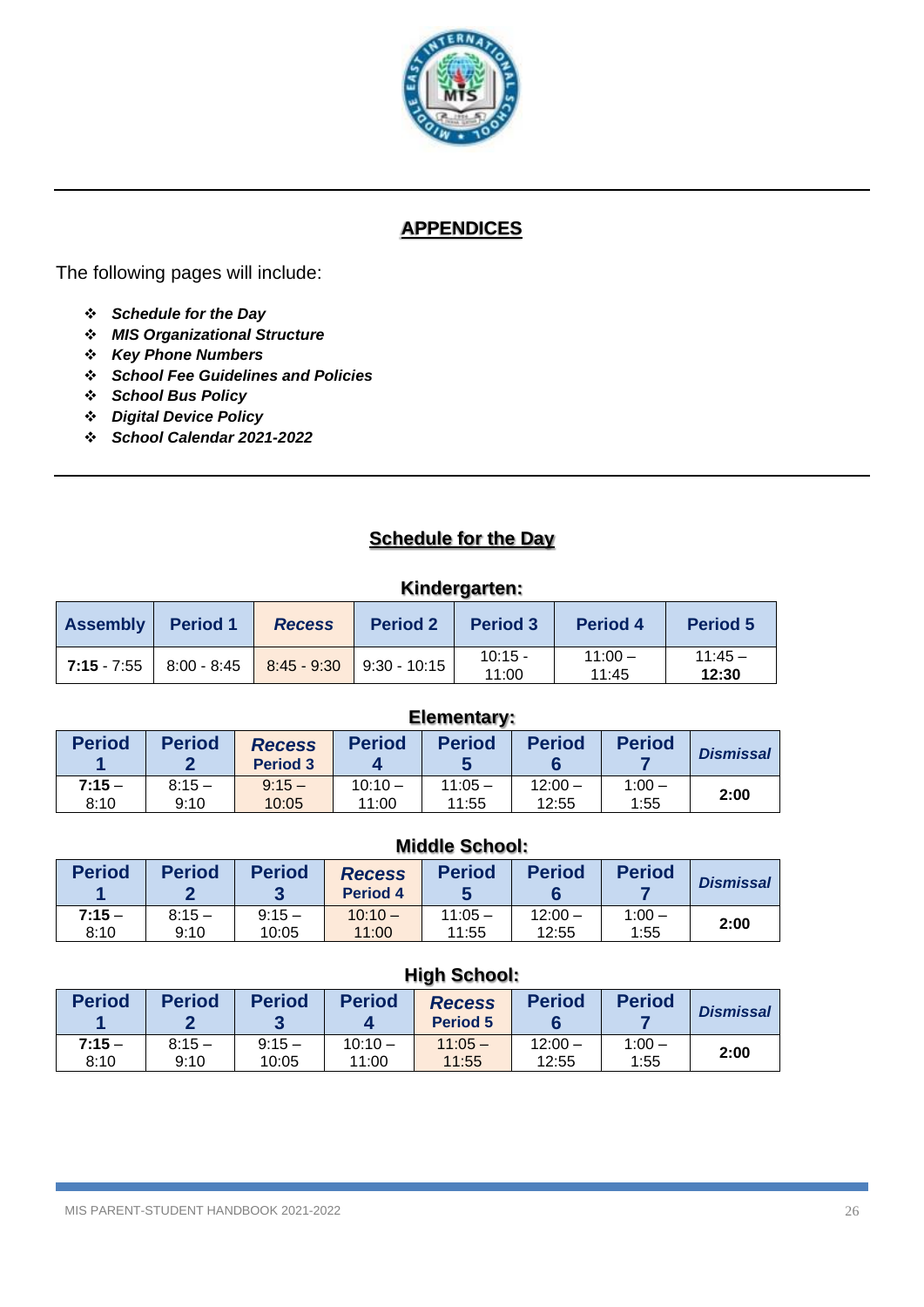## APPENDICES

The following pages will include:

- ***Schedule for the Day***
- ***MIS Organizational Structure***
- ***Key Phone Numbers***
- ***School Fee Guidelines and Policies***
- ***School Bus Policy***
- ***Digital Device Policy***
- ***School Calendar 2021-2022***

## Schedule for the Day

### Kindergarten:

| Assembly | Period 1 | *Recess* | Period 2 | Period 3 | Period 4 | Period 5 |
|---|---|---|---|---|---|---|
| **7:15** - 7:55 | 8:00 - 8:45 | 8:45 - 9:30 | 9:30 - 10:15 | 10:15 - 11:00 | 11:00 – 11:45 | 11:45 – **12:30** |

### Elementary:

| Period 1 | Period 2 | *Recess* Period 3 | Period 4 | Period 5 | Period 6 | Period 7 | *Dismissal* |
|---|---|---|---|---|---|---|---|
| **7:15** – 8:10 | 8:15 – 9:10 | 9:15 – 10:05 | 10:10 – 11:00 | 11:05 – 11:55 | 12:00 – 12:55 | 1:00 – 1:55 | **2:00** |

### Middle School:

| Period 1 | Period 2 | Period 3 | *Recess* Period 4 | Period 5 | Period 6 | Period 7 | *Dismissal* |
|---|---|---|---|---|---|---|---|
| **7:15** – 8:10 | 8:15 – 9:10 | 9:15 – 10:05 | 10:10 – 11:00 | 11:05 – 11:55 | 12:00 – 12:55 | 1:00 – 1:55 | **2:00** |

### High School:

| Period 1 | Period 2 | Period 3 | Period 4 | *Recess* Period 5 | Period 6 | Period 7 | *Dismissal* |
|---|---|---|---|---|---|---|---|
| **7:15** – 8:10 | 8:15 – 9:10 | 9:15 – 10:05 | 10:10 – 11:00 | 11:05 – 11:55 | 12:00 – 12:55 | 1:00 – 1:55 | **2:00** |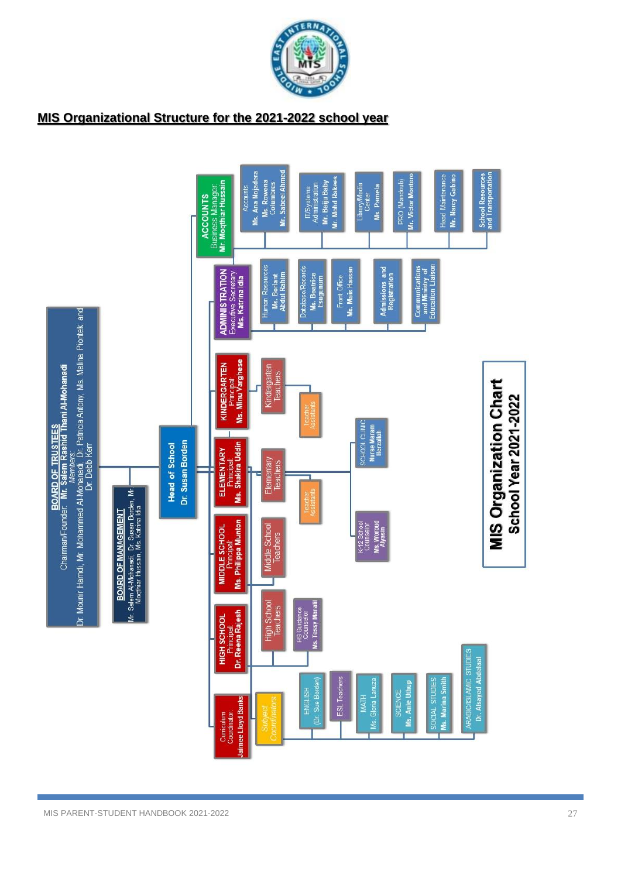## MIS Organizational Structure for the 2021-2022 school year

**BOARD OF TRUSTEES**
Chairman/Founder: **Mr. Salem Rashid Thani Al-Mohanadi**
*Members:*
Dr. Mounir Hamdi, Mr. Mohammed Al-Mohanadi, Dr. Patricia Antony, Ms. Malina Piontek, and Dr. Debb Kerr

**BOARD OF MANAGEMENT**
Mr. Salem Al-Mohanadi, Dr. Susan Borden, Mr. Moqthar Hussain, Ms. Katrina Idia

**Head of School**
**Dr. Susan Borden**

**ACCOUNTS**
Business Manager: **Mr. Moqthar Hussain**
- Accounts: **Ms. Ana Nojadera**, **Ms. Rowena Columbres**, **Mr. Sabeel Ahmed**
- IT/Systems Administration: **Mr. Baiju Baby**, **Mr. Mohd Rakees**
- Library/Media Center: **Ms. Pamela**
- PRO (Mandoub): **Mr. Victor Montero**
- Head Maintenance: **Mr. Narcy Gabino**
- School Resources and Transportation

**ADMINISTRATION**
Executive Secretary: **Ms. Katrina Idia**
- Human Resources: **Ms. Beriant Abdul Rahim**
- Database/Records: **Ms. Beatrice Esugmum**
- Front Office: **Ms. Mais Hassan**
- Admissions and Registration
- Communications and Ministry of Education Liaison

**KINDERGARTEN**
Principal: **Ms. Minu Varghese**
- Kindergarten Teachers
- Teacher Assistants

**ELEMENTARY**
Principal: **Ms. Shakira Uddin**
- Elementary Teachers
- Teacher Assistants
- SCHOOL CLINIC: **Nurse Maram Herzallah**
- K-12 School Counselor: **Ms. Woroud Alyasin**

**MIDDLE SCHOOL**
Principal: **Ms. Philippa Munton**
- Middle School Teachers

**HIGH SCHOOL**
Principal: **Dr. Reena Rajesh**
- High School Teachers
- HS Guidance Counselor: **Ms. Tessy Manalil**

**Curriculum Coordinator: Jaimee Lloyd Banks**
- *Subject Coordinators*
  - ENGLISH (Dr. Sue Borden)
  - ESL Teachers
  - MATH: Ms. Gloria Lanuza
  - SCIENCE: **Ms. Anie Uthup**
  - SOCIAL STUDIES: **Ms. Marina Smith**
  - ARABIC/ISLAMIC STUDIES: **Dr. Alsayed Abdelaal**

**MIS Organization Chart**
**School Year 2021-2022**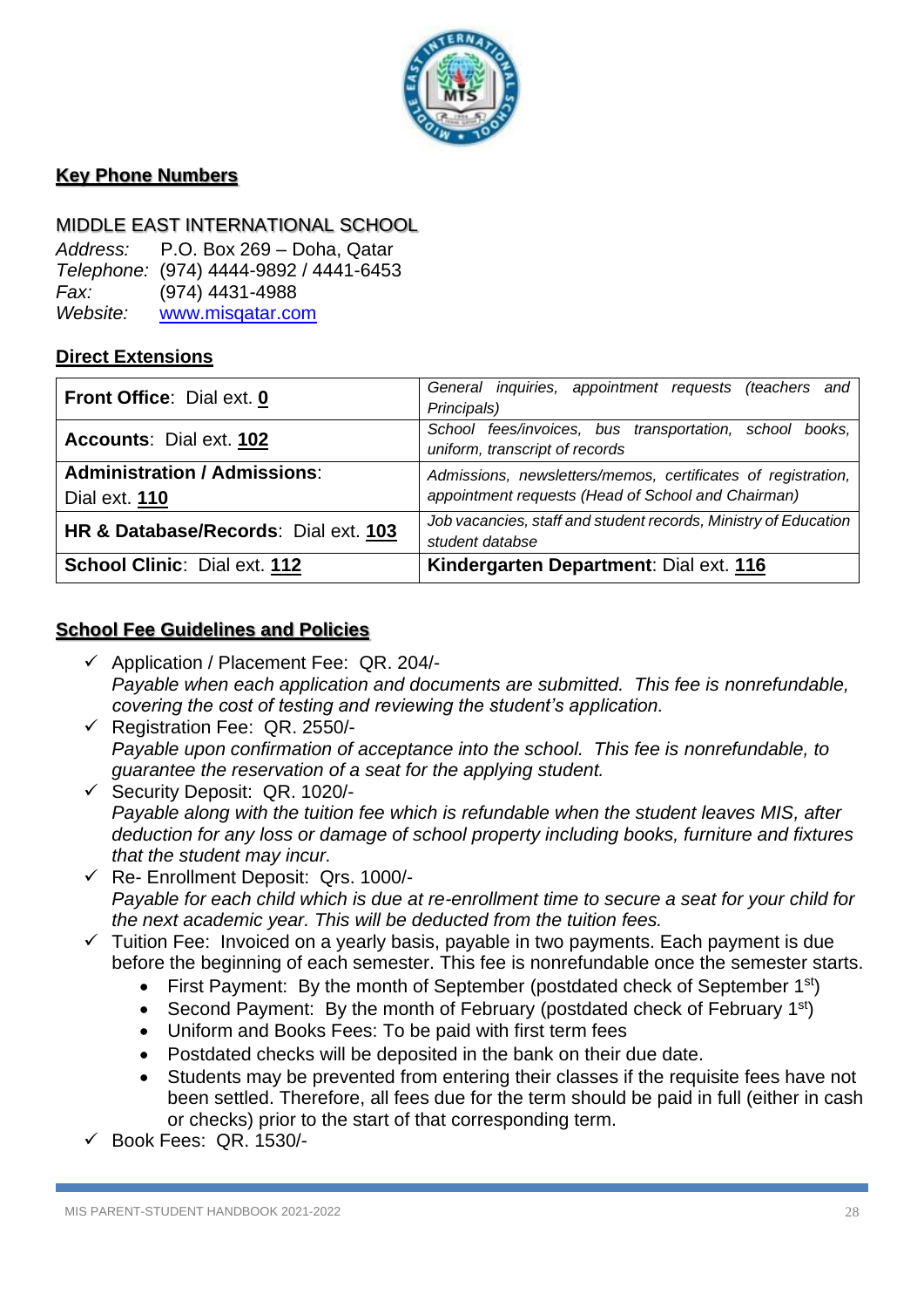## Key Phone Numbers

MIDDLE EAST INTERNATIONAL SCHOOL

*Address:* P.O. Box 269 – Doha, Qatar
*Telephone:* (974) 4444-9892 / 4441-6453
*Fax:* (974) 4431-4988
*Website:* www.misqatar.com

### Direct Extensions

| | |
|---|---|
| **Front Office**: Dial ext. **0** | *General inquiries, appointment requests (teachers and Principals)* |
| **Accounts**: Dial ext. **102** | *School fees/invoices, bus transportation, school books, uniform, transcript of records* |
| **Administration / Admissions**: Dial ext. **110** | *Admissions, newsletters/memos, certificates of registration, appointment requests (Head of School and Chairman)* |
| **HR & Database/Records**: Dial ext. **103** | *Job vacancies, staff and student records, Ministry of Education student databse* |
| **School Clinic**: Dial ext. **112** | **Kindergarten Department**: Dial ext. **116** |

## School Fee Guidelines and Policies

- ✓ Application / Placement Fee: QR. 204/-
  *Payable when each application and documents are submitted. This fee is nonrefundable, covering the cost of testing and reviewing the student's application.*
- ✓ Registration Fee: QR. 2550/-
  *Payable upon confirmation of acceptance into the school. This fee is nonrefundable, to guarantee the reservation of a seat for the applying student.*
- ✓ Security Deposit: QR. 1020/-
  *Payable along with the tuition fee which is refundable when the student leaves MIS, after deduction for any loss or damage of school property including books, furniture and fixtures that the student may incur.*
- ✓ Re- Enrollment Deposit: Qrs. 1000/-
  *Payable for each child which is due at re-enrollment time to secure a seat for your child for the next academic year. This will be deducted from the tuition fees.*
- ✓ Tuition Fee: Invoiced on a yearly basis, payable in two payments. Each payment is due before the beginning of each semester. This fee is nonrefundable once the semester starts.
  - First Payment: By the month of September (postdated check of September 1st)
  - Second Payment: By the month of February (postdated check of February 1st)
  - Uniform and Books Fees: To be paid with first term fees
  - Postdated checks will be deposited in the bank on their due date.
  - Students may be prevented from entering their classes if the requisite fees have not been settled. Therefore, all fees due for the term should be paid in full (either in cash or checks) prior to the start of that corresponding term.
- ✓ Book Fees: QR. 1530/-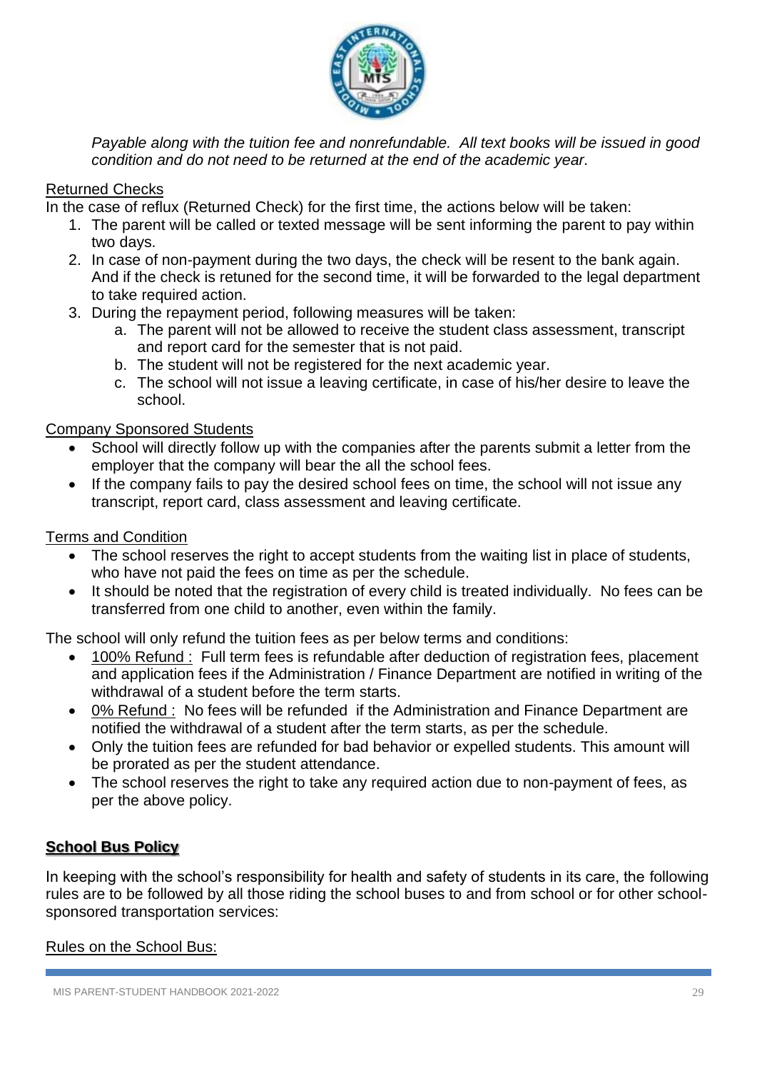*Payable along with the tuition fee and nonrefundable. All text books will be issued in good condition and do not need to be returned at the end of the academic year.*

<u>Returned Checks</u>

In the case of reflux (Returned Check) for the first time, the actions below will be taken:

1. The parent will be called or texted message will be sent informing the parent to pay within two days.
2. In case of non-payment during the two days, the check will be resent to the bank again. And if the check is retuned for the second time, it will be forwarded to the legal department to take required action.
3. During the repayment period, following measures will be taken:
   a. The parent will not be allowed to receive the student class assessment, transcript and report card for the semester that is not paid.
   b. The student will not be registered for the next academic year.
   c. The school will not issue a leaving certificate, in case of his/her desire to leave the school.

<u>Company Sponsored Students</u>

- School will directly follow up with the companies after the parents submit a letter from the employer that the company will bear the all the school fees.
- If the company fails to pay the desired school fees on time, the school will not issue any transcript, report card, class assessment and leaving certificate.

<u>Terms and Condition</u>

- The school reserves the right to accept students from the waiting list in place of students, who have not paid the fees on time as per the schedule.
- It should be noted that the registration of every child is treated individually. No fees can be transferred from one child to another, even within the family.

The school will only refund the tuition fees as per below terms and conditions:

- <u>100% Refund :</u> Full term fees is refundable after deduction of registration fees, placement and application fees if the Administration / Finance Department are notified in writing of the withdrawal of a student before the term starts.
- <u>0% Refund :</u> No fees will be refunded if the Administration and Finance Department are notified the withdrawal of a student after the term starts, as per the schedule.
- Only the tuition fees are refunded for bad behavior or expelled students. This amount will be prorated as per the student attendance.
- The school reserves the right to take any required action due to non-payment of fees, as per the above policy.

## <u>**School Bus Policy**</u>

In keeping with the school's responsibility for health and safety of students in its care, the following rules are to be followed by all those riding the school buses to and from school or for other school-sponsored transportation services:

<u>Rules on the School Bus:</u>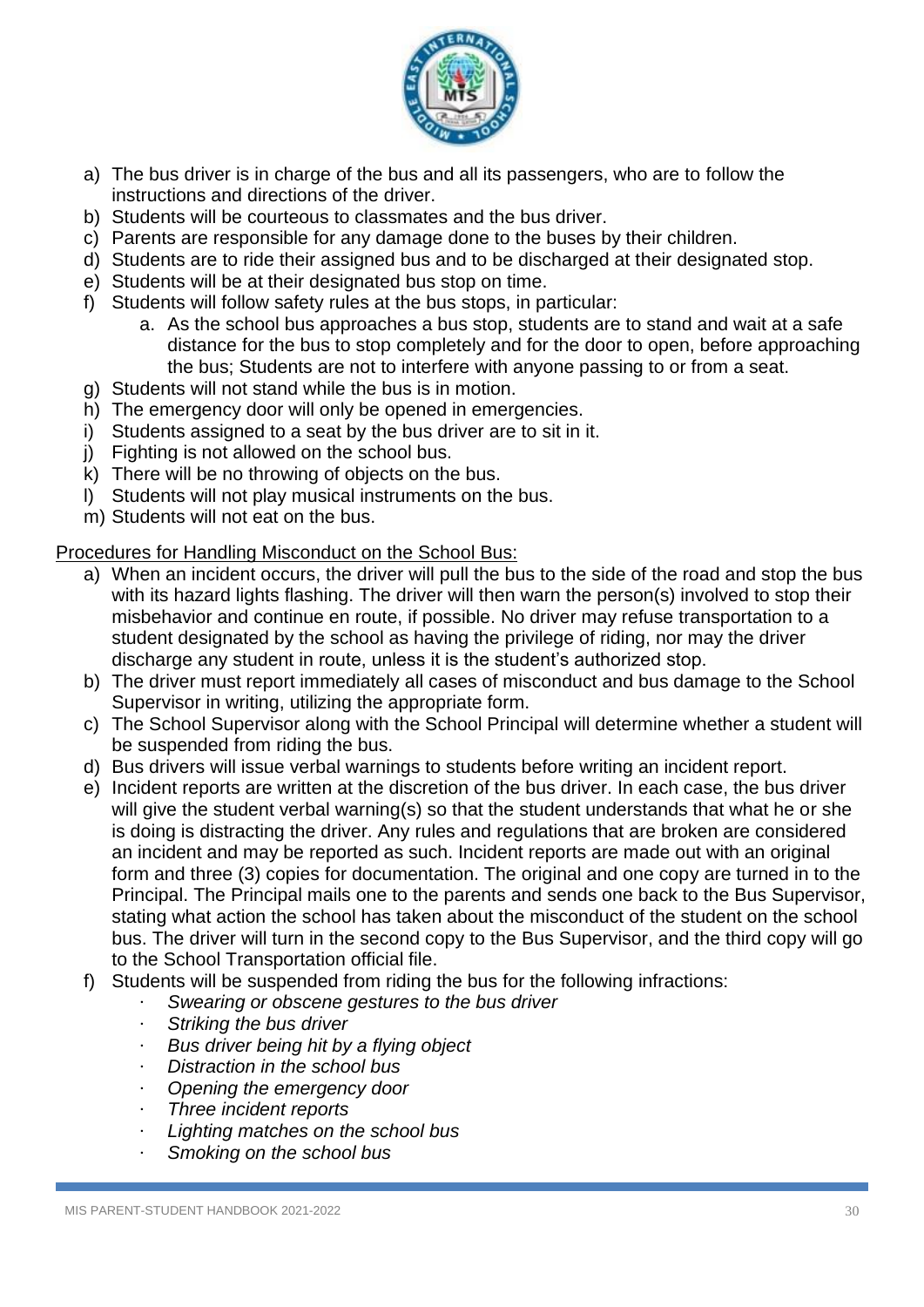a) The bus driver is in charge of the bus and all its passengers, who are to follow the instructions and directions of the driver.
b) Students will be courteous to classmates and the bus driver.
c) Parents are responsible for any damage done to the buses by their children.
d) Students are to ride their assigned bus and to be discharged at their designated stop.
e) Students will be at their designated bus stop on time.
f) Students will follow safety rules at the bus stops, in particular:
    a. As the school bus approaches a bus stop, students are to stand and wait at a safe distance for the bus to stop completely and for the door to open, before approaching the bus; Students are not to interfere with anyone passing to or from a seat.
g) Students will not stand while the bus is in motion.
h) The emergency door will only be opened in emergencies.
i) Students assigned to a seat by the bus driver are to sit in it.
j) Fighting is not allowed on the school bus.
k) There will be no throwing of objects on the bus.
l) Students will not play musical instruments on the bus.
m) Students will not eat on the bus.

<u>Procedures for Handling Misconduct on the School Bus:</u>

a) When an incident occurs, the driver will pull the bus to the side of the road and stop the bus with its hazard lights flashing. The driver will then warn the person(s) involved to stop their misbehavior and continue en route, if possible. No driver may refuse transportation to a student designated by the school as having the privilege of riding, nor may the driver discharge any student in route, unless it is the student's authorized stop.
b) The driver must report immediately all cases of misconduct and bus damage to the School Supervisor in writing, utilizing the appropriate form.
c) The School Supervisor along with the School Principal will determine whether a student will be suspended from riding the bus.
d) Bus drivers will issue verbal warnings to students before writing an incident report.
e) Incident reports are written at the discretion of the bus driver. In each case, the bus driver will give the student verbal warning(s) so that the student understands that what he or she is doing is distracting the driver. Any rules and regulations that are broken are considered an incident and may be reported as such. Incident reports are made out with an original form and three (3) copies for documentation. The original and one copy are turned in to the Principal. The Principal mails one to the parents and sends one back to the Bus Supervisor, stating what action the school has taken about the misconduct of the student on the school bus. The driver will turn in the second copy to the Bus Supervisor, and the third copy will go to the School Transportation official file.
f) Students will be suspended from riding the bus for the following infractions:
    - *Swearing or obscene gestures to the bus driver*
    - *Striking the bus driver*
    - *Bus driver being hit by a flying object*
    - *Distraction in the school bus*
    - *Opening the emergency door*
    - *Three incident reports*
    - *Lighting matches on the school bus*
    - *Smoking on the school bus*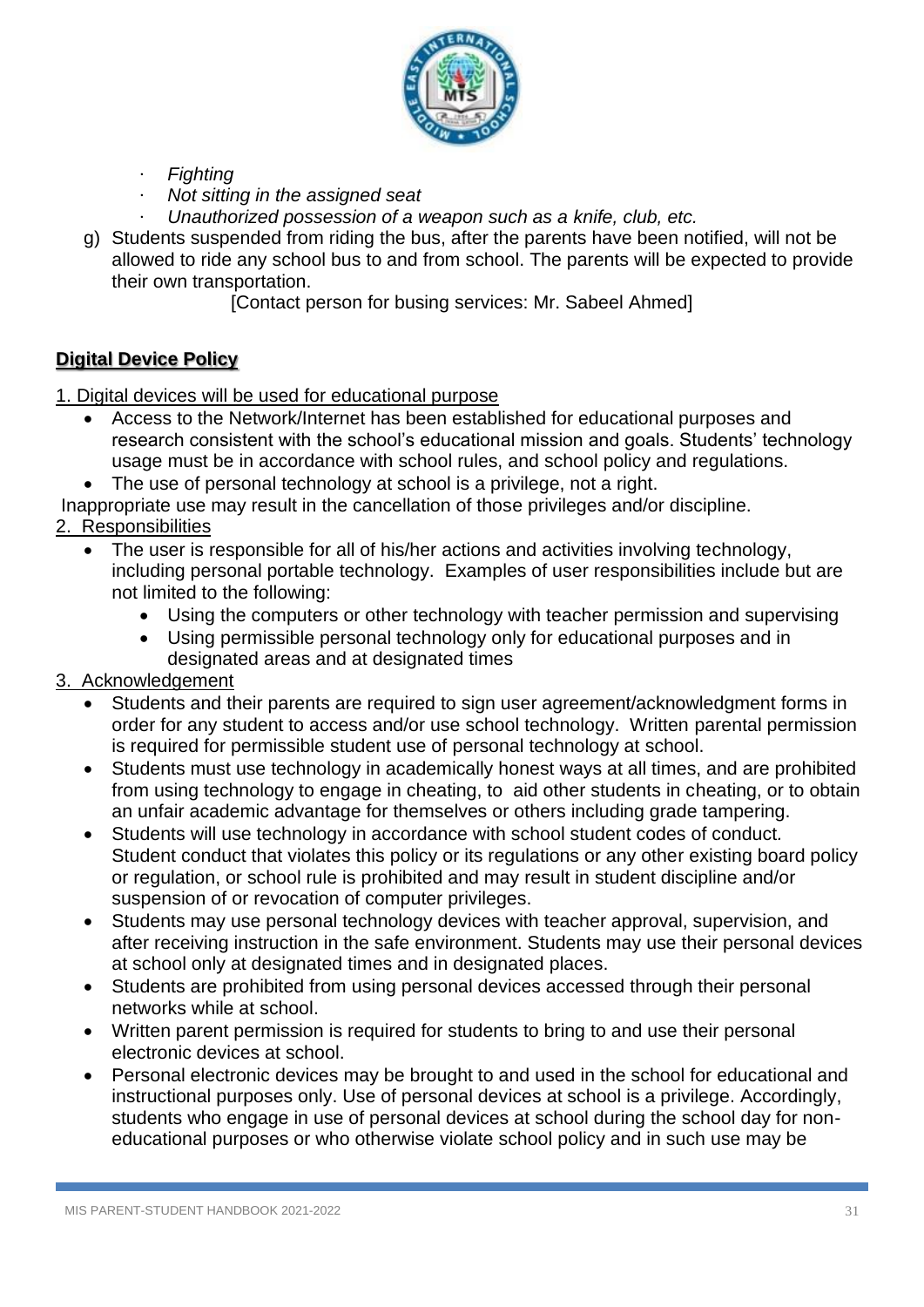- *Fighting*
- *Not sitting in the assigned seat*
- *Unauthorized possession of a weapon such as a knife, club, etc.*

g) Students suspended from riding the bus, after the parents have been notified, will not be allowed to ride any school bus to and from school. The parents will be expected to provide their own transportation.

[Contact person for busing services: Mr. Sabeel Ahmed]

## Digital Device Policy

1. Digital devices will be used for educational purpose

- Access to the Network/Internet has been established for educational purposes and research consistent with the school's educational mission and goals. Students' technology usage must be in accordance with school rules, and school policy and regulations.
- The use of personal technology at school is a privilege, not a right.

Inappropriate use may result in the cancellation of those privileges and/or discipline.

2. Responsibilities

- The user is responsible for all of his/her actions and activities involving technology, including personal portable technology. Examples of user responsibilities include but are not limited to the following:
  - Using the computers or other technology with teacher permission and supervising
  - Using permissible personal technology only for educational purposes and in designated areas and at designated times

3. Acknowledgement

- Students and their parents are required to sign user agreement/acknowledgment forms in order for any student to access and/or use school technology. Written parental permission is required for permissible student use of personal technology at school.
- Students must use technology in academically honest ways at all times, and are prohibited from using technology to engage in cheating, to aid other students in cheating, or to obtain an unfair academic advantage for themselves or others including grade tampering.
- Students will use technology in accordance with school student codes of conduct. Student conduct that violates this policy or its regulations or any other existing board policy or regulation, or school rule is prohibited and may result in student discipline and/or suspension of or revocation of computer privileges.
- Students may use personal technology devices with teacher approval, supervision, and after receiving instruction in the safe environment. Students may use their personal devices at school only at designated times and in designated places.
- Students are prohibited from using personal devices accessed through their personal networks while at school.
- Written parent permission is required for students to bring to and use their personal electronic devices at school.
- Personal electronic devices may be brought to and used in the school for educational and instructional purposes only. Use of personal devices at school is a privilege. Accordingly, students who engage in use of personal devices at school during the school day for non-educational purposes or who otherwise violate school policy and in such use may be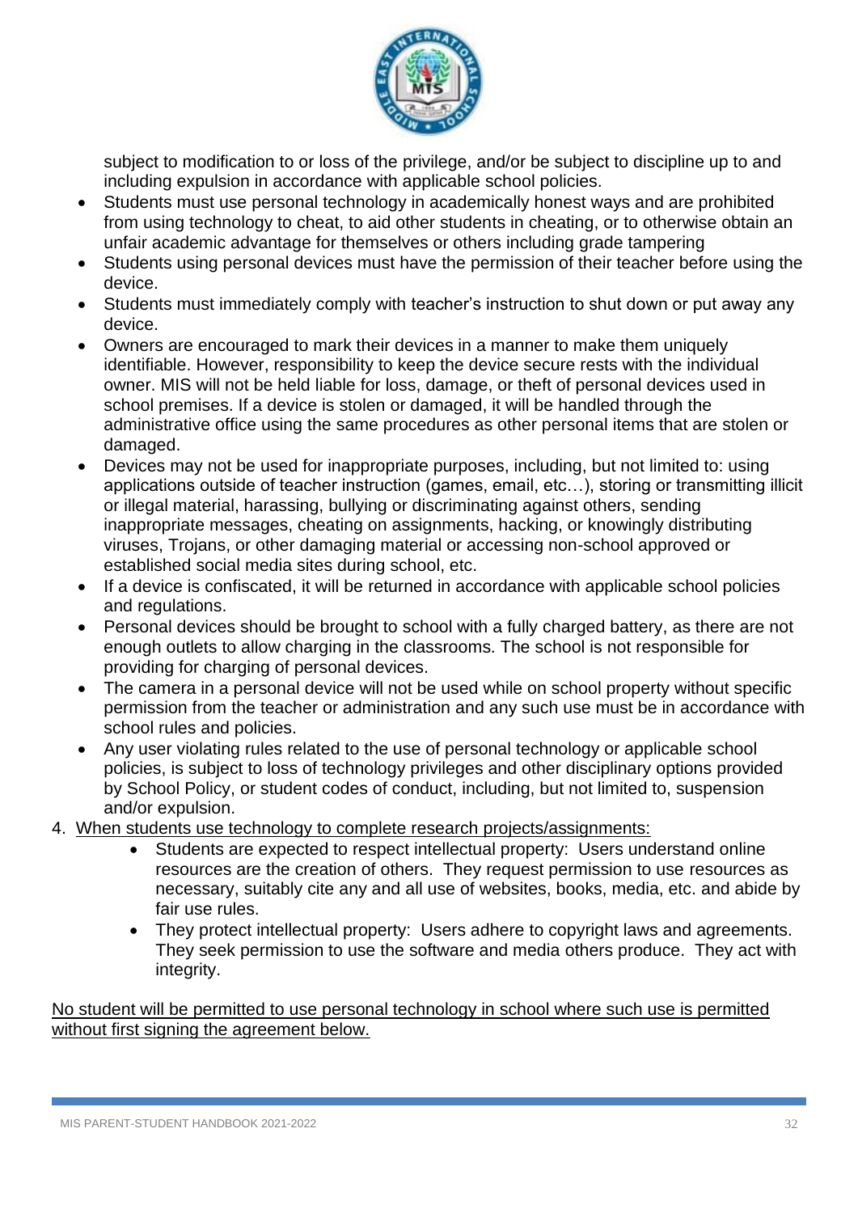subject to modification to or loss of the privilege, and/or be subject to discipline up to and including expulsion in accordance with applicable school policies.

- Students must use personal technology in academically honest ways and are prohibited from using technology to cheat, to aid other students in cheating, or to otherwise obtain an unfair academic advantage for themselves or others including grade tampering
- Students using personal devices must have the permission of their teacher before using the device.
- Students must immediately comply with teacher's instruction to shut down or put away any device.
- Owners are encouraged to mark their devices in a manner to make them uniquely identifiable. However, responsibility to keep the device secure rests with the individual owner. MIS will not be held liable for loss, damage, or theft of personal devices used in school premises. If a device is stolen or damaged, it will be handled through the administrative office using the same procedures as other personal items that are stolen or damaged.
- Devices may not be used for inappropriate purposes, including, but not limited to: using applications outside of teacher instruction (games, email, etc…), storing or transmitting illicit or illegal material, harassing, bullying or discriminating against others, sending inappropriate messages, cheating on assignments, hacking, or knowingly distributing viruses, Trojans, or other damaging material or accessing non-school approved or established social media sites during school, etc.
- If a device is confiscated, it will be returned in accordance with applicable school policies and regulations.
- Personal devices should be brought to school with a fully charged battery, as there are not enough outlets to allow charging in the classrooms. The school is not responsible for providing for charging of personal devices.
- The camera in a personal device will not be used while on school property without specific permission from the teacher or administration and any such use must be in accordance with school rules and policies.
- Any user violating rules related to the use of personal technology or applicable school policies, is subject to loss of technology privileges and other disciplinary options provided by School Policy, or student codes of conduct, including, but not limited to, suspension and/or expulsion.

4. <u>When students use technology to complete research projects/assignments:</u>
    - Students are expected to respect intellectual property: Users understand online resources are the creation of others. They request permission to use resources as necessary, suitably cite any and all use of websites, books, media, etc. and abide by fair use rules.
    - They protect intellectual property: Users adhere to copyright laws and agreements. They seek permission to use the software and media others produce. They act with integrity.

<u>No student will be permitted to use personal technology in school where such use is permitted without first signing the agreement below.</u>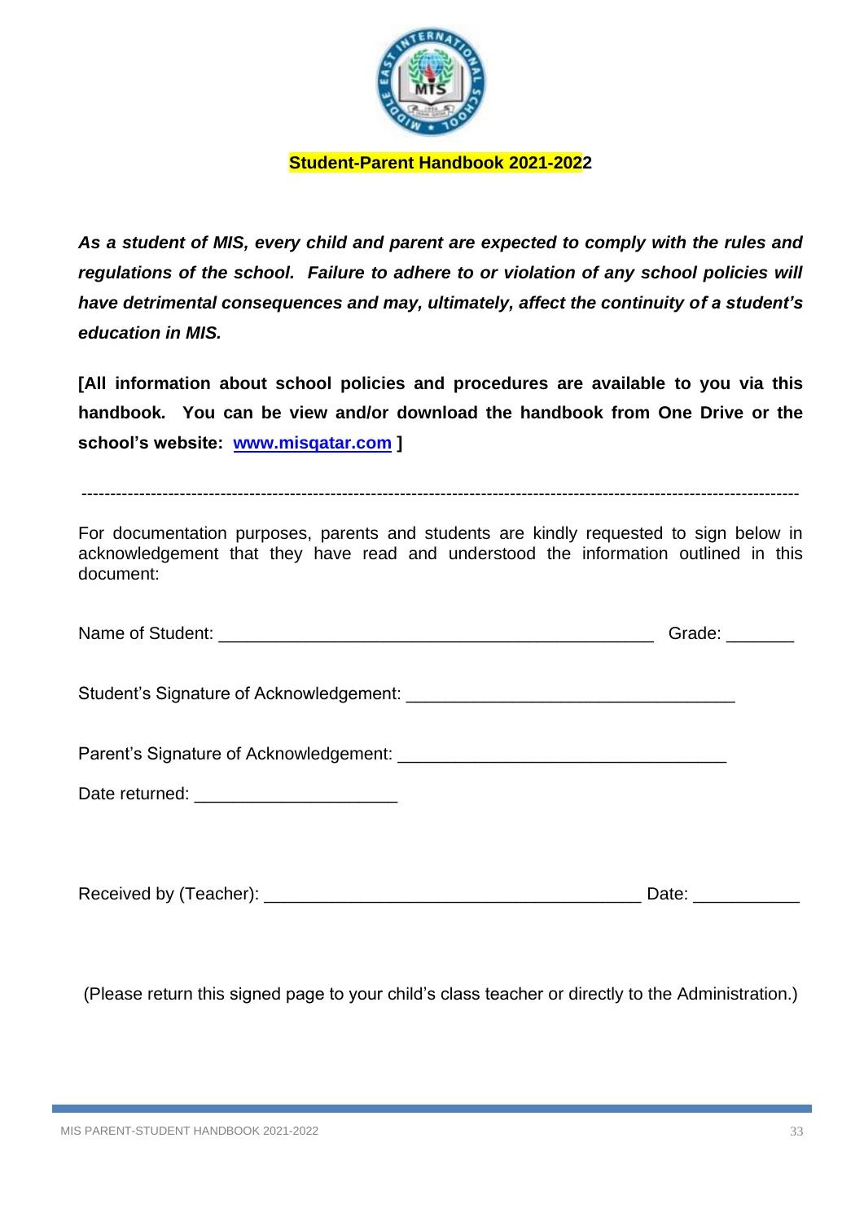**Student-Parent Handbook 2021-2022**

***As a student of MIS, every child and parent are expected to comply with the rules and regulations of the school. Failure to adhere to or violation of any school policies will have detrimental consequences and may, ultimately, affect the continuity of a student's education in MIS.***

**[All information about school policies and procedures are available to you via this handbook. You can be view and/or download the handbook from One Drive or the school's website: [www.misqatar.com](http://www.misqatar.com) ]**

---

For documentation purposes, parents and students are kindly requested to sign below in acknowledgement that they have read and understood the information outlined in this document:

Name of Student: _______________________________________________ Grade: _______

Student's Signature of Acknowledgement: _________________________________

Parent's Signature of Acknowledgement: _________________________________

Date returned: ____________________

Received by (Teacher): _____________________________________ Date: ___________

(Please return this signed page to your child's class teacher or directly to the Administration.)